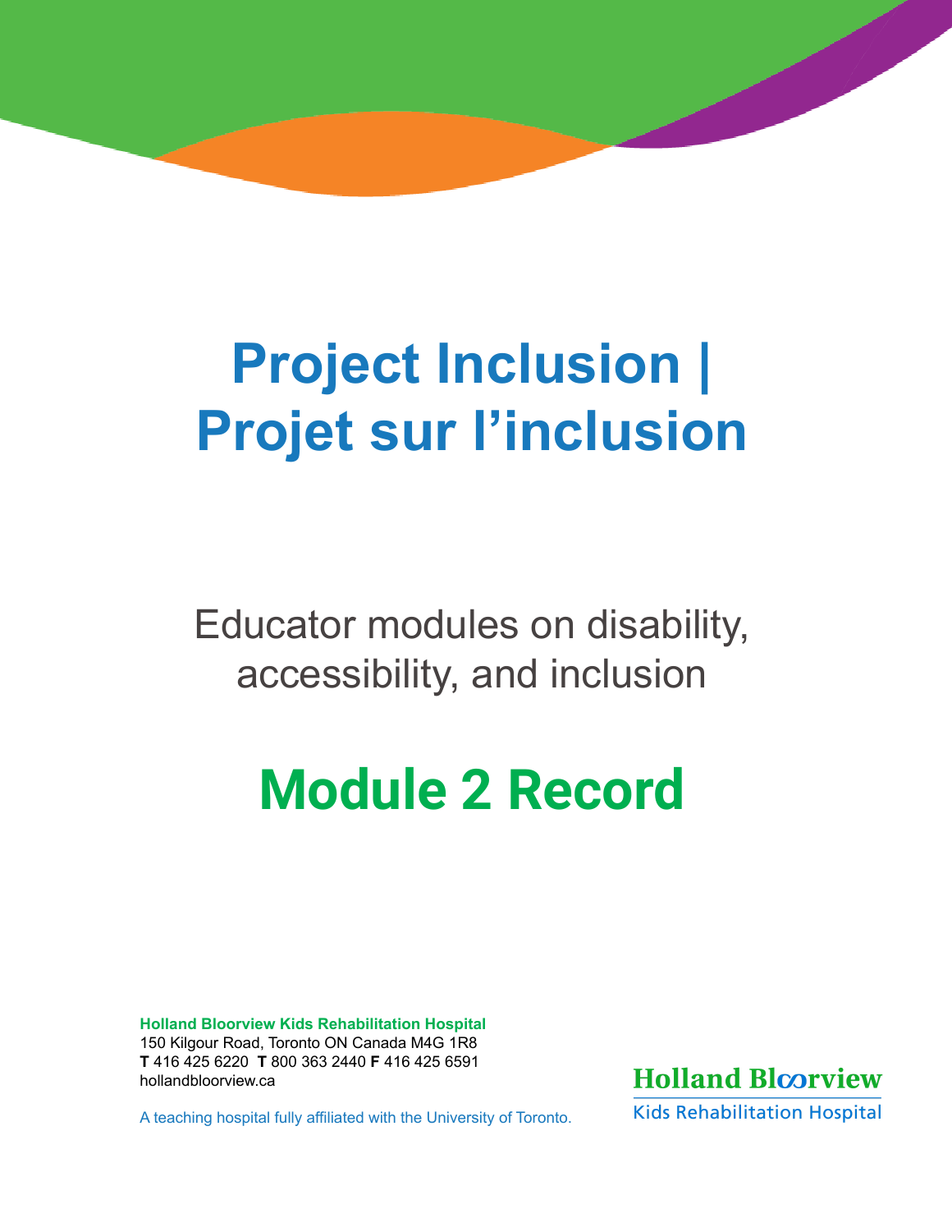# Project Inclusion | Projet sur l'inclusion

Educator modules on disability, accessibility, and inclusion

## Module 2 Record

**Holland Bloorview Kids Rehabilitation Hospital**
150 Kilgour Road, Toronto ON Canada M4G 1R8
**T** 416 425 6220 **T** 800 363 2440 **F** 416 425 6591
hollandbloorview.ca

A teaching hospital fully affiliated with the University of Toronto.

Holland Bloorview
Kids Rehabilitation Hospital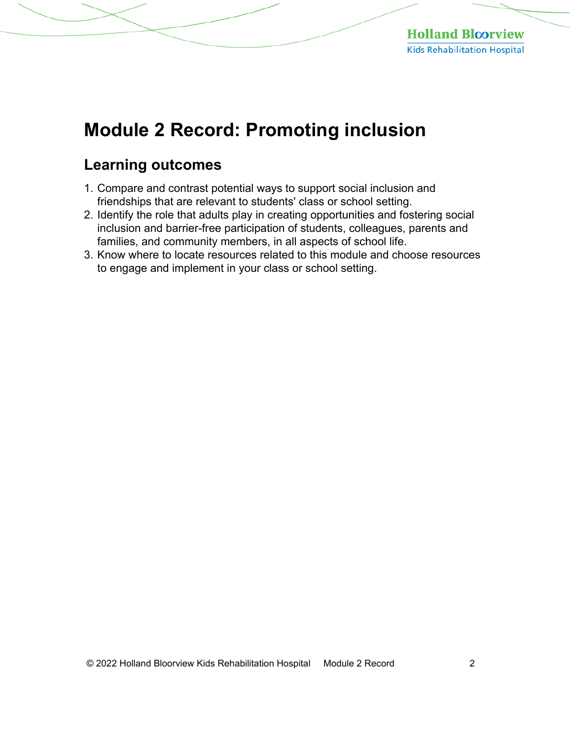# Module 2 Record: Promoting inclusion

## Learning outcomes

1. Compare and contrast potential ways to support social inclusion and friendships that are relevant to students' class or school setting.
2. Identify the role that adults play in creating opportunities and fostering social inclusion and barrier-free participation of students, colleagues, parents and families, and community members, in all aspects of school life.
3. Know where to locate resources related to this module and choose resources to engage and implement in your class or school setting.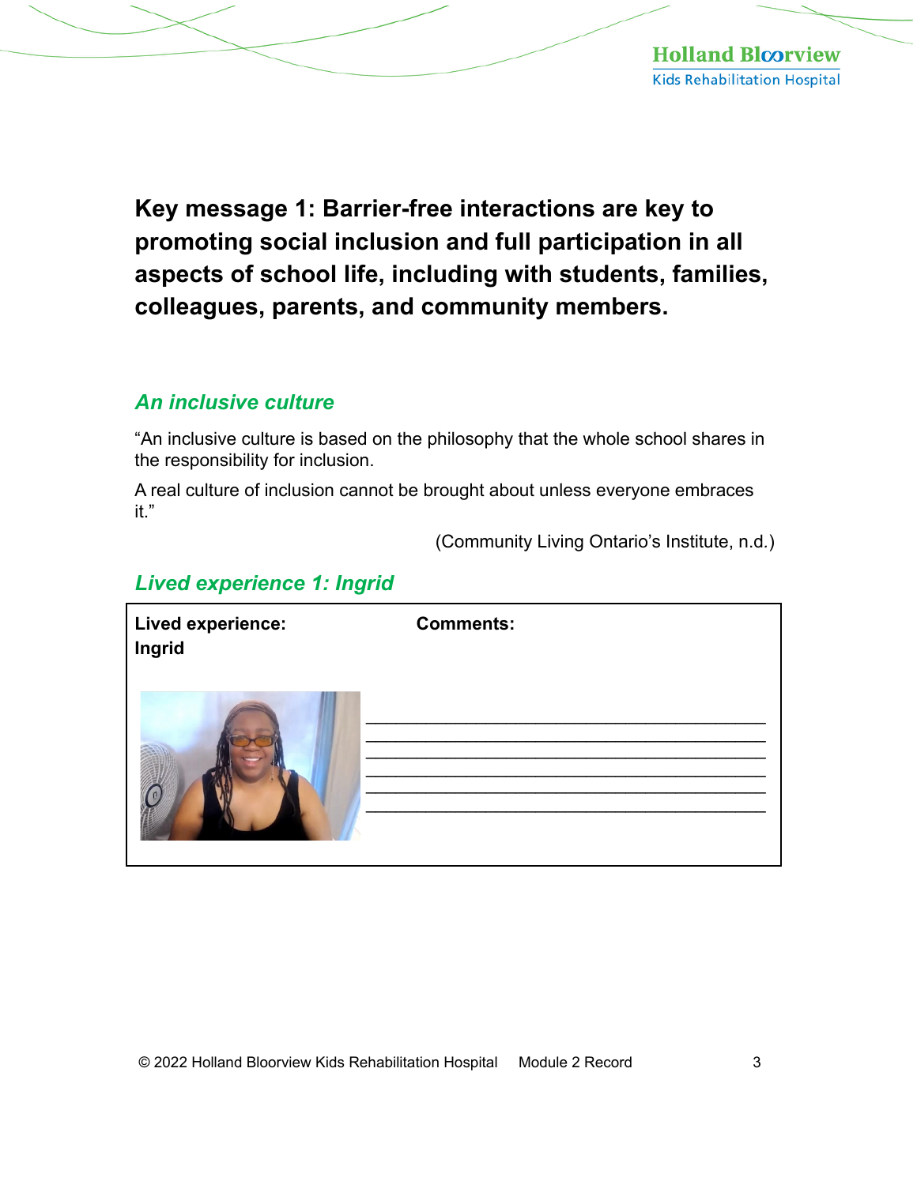# Key message 1: Barrier-free interactions are key to promoting social inclusion and full participation in all aspects of school life, including with students, families, colleagues, parents, and community members.

## *An inclusive culture*

"An inclusive culture is based on the philosophy that the whole school shares in the responsibility for inclusion.

A real culture of inclusion cannot be brought about unless everyone embraces it."

(Community Living Ontario's Institute, n.d.)

## *Lived experience 1: Ingrid*

| **Lived experience: Ingrid** | **Comments:** |
| --- | --- |
| | ______________________________ ______________________________ ______________________________ ______________________________ ______________________________ ______________________________ |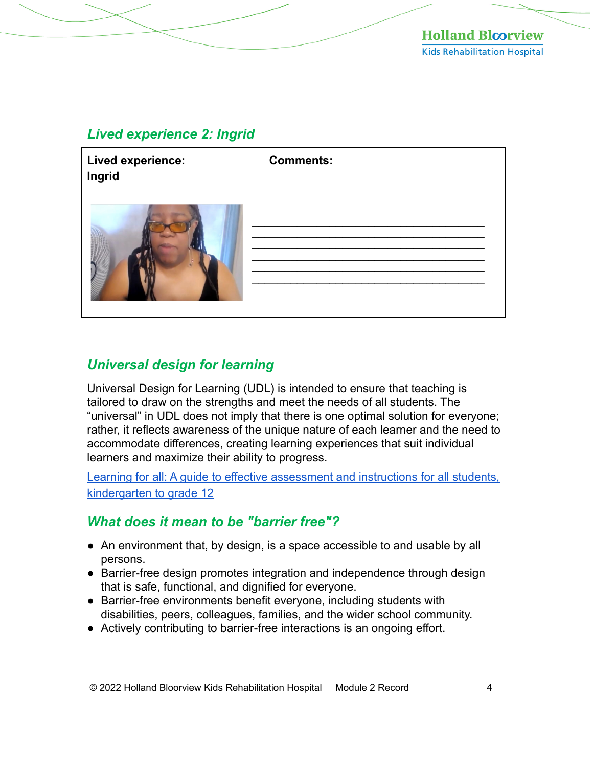## *Lived experience 2: Ingrid*

| **Lived experience: Ingrid** | **Comments:** |
|---|---|
| | ____________________________________<br>____________________________________<br>____________________________________<br>____________________________________<br>____________________________________<br>____________________________________ |

## *Universal design for learning*

Universal Design for Learning (UDL) is intended to ensure that teaching is tailored to draw on the strengths and meet the needs of all students. The "universal" in UDL does not imply that there is one optimal solution for everyone; rather, it reflects awareness of the unique nature of each learner and the need to accommodate differences, creating learning experiences that suit individual learners and maximize their ability to progress.

Learning for all: A guide to effective assessment and instructions for all students, kindergarten to grade 12

## *What does it mean to be "barrier free"?*

- An environment that, by design, is a space accessible to and usable by all persons.
- Barrier-free design promotes integration and independence through design that is safe, functional, and dignified for everyone.
- Barrier-free environments benefit everyone, including students with disabilities, peers, colleagues, families, and the wider school community.
- Actively contributing to barrier-free interactions is an ongoing effort.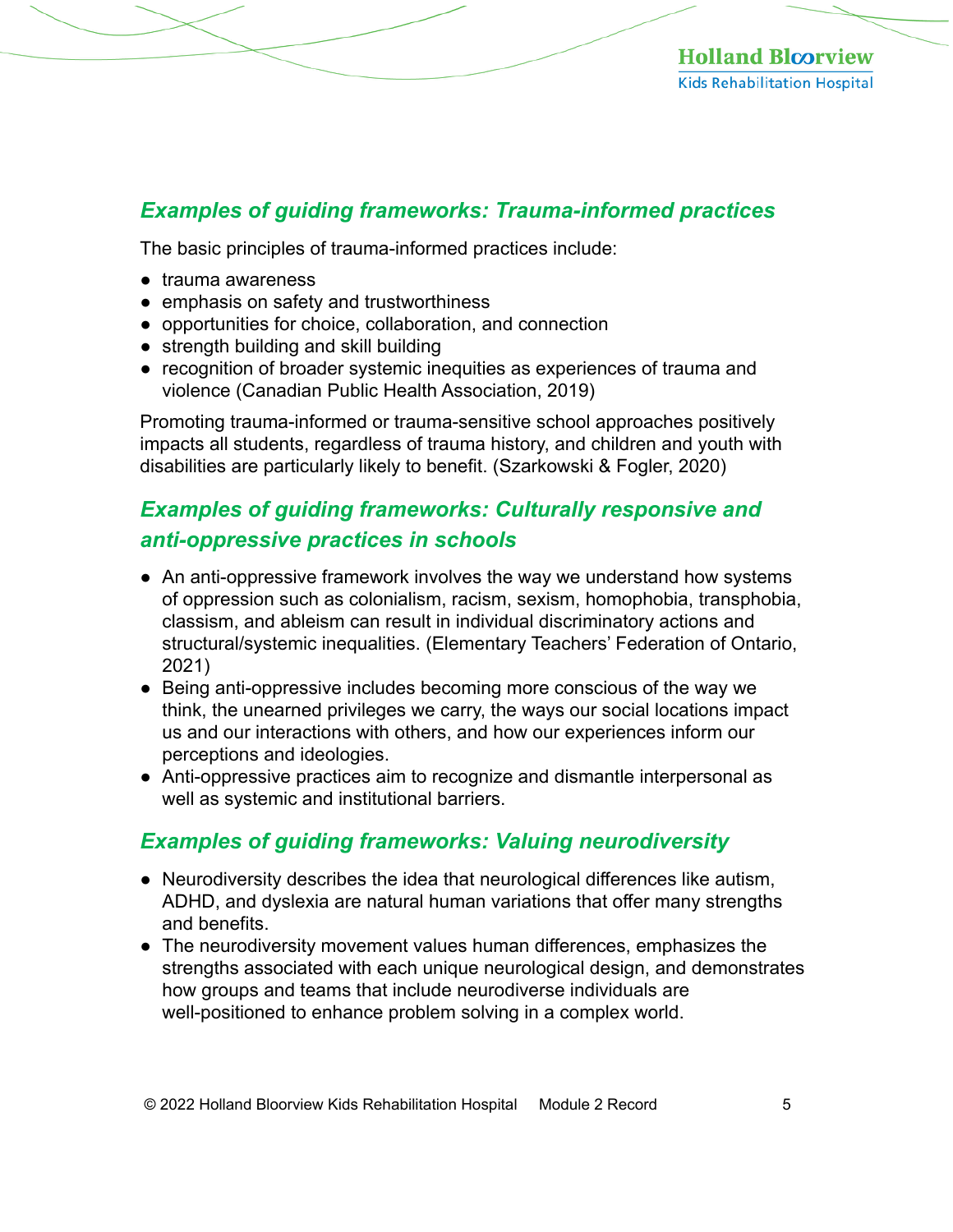## *Examples of guiding frameworks: Trauma-informed practices*

The basic principles of trauma-informed practices include:

- trauma awareness
- emphasis on safety and trustworthiness
- opportunities for choice, collaboration, and connection
- strength building and skill building
- recognition of broader systemic inequities as experiences of trauma and violence (Canadian Public Health Association, 2019)

Promoting trauma-informed or trauma-sensitive school approaches positively impacts all students, regardless of trauma history, and children and youth with disabilities are particularly likely to benefit. (Szarkowski & Fogler, 2020)

## *Examples of guiding frameworks: Culturally responsive and anti-oppressive practices in schools*

- An anti-oppressive framework involves the way we understand how systems of oppression such as colonialism, racism, sexism, homophobia, transphobia, classism, and ableism can result in individual discriminatory actions and structural/systemic inequalities. (Elementary Teachers' Federation of Ontario, 2021)
- Being anti-oppressive includes becoming more conscious of the way we think, the unearned privileges we carry, the ways our social locations impact us and our interactions with others, and how our experiences inform our perceptions and ideologies.
- Anti-oppressive practices aim to recognize and dismantle interpersonal as well as systemic and institutional barriers.

## *Examples of guiding frameworks: Valuing neurodiversity*

- Neurodiversity describes the idea that neurological differences like autism, ADHD, and dyslexia are natural human variations that offer many strengths and benefits.
- The neurodiversity movement values human differences, emphasizes the strengths associated with each unique neurological design, and demonstrates how groups and teams that include neurodiverse individuals are well-positioned to enhance problem solving in a complex world.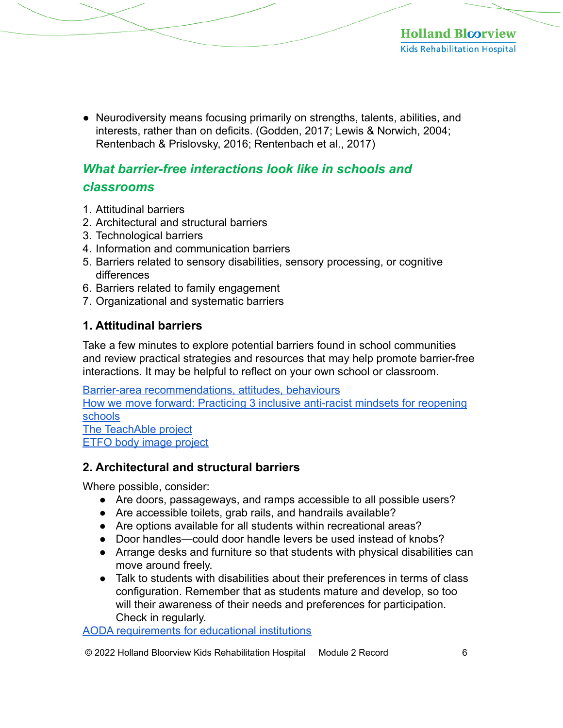- Neurodiversity means focusing primarily on strengths, talents, abilities, and interests, rather than on deficits. (Godden, 2017; Lewis & Norwich, 2004; Rentenbach & Prislovsky, 2016; Rentenbach et al., 2017)

## *What barrier-free interactions look like in schools and classrooms*

1. Attitudinal barriers
2. Architectural and structural barriers
3. Technological barriers
4. Information and communication barriers
5. Barriers related to sensory disabilities, sensory processing, or cognitive differences
6. Barriers related to family engagement
7. Organizational and systematic barriers

### 1. Attitudinal barriers

Take a few minutes to explore potential barriers found in school communities and review practical strategies and resources that may help promote barrier-free interactions. It may be helpful to reflect on your own school or classroom.

Barrier-area recommendations, attitudes, behaviours
How we move forward: Practicing 3 inclusive anti-racist mindsets for reopening schools
The TeachAble project
ETFO body image project

### 2. Architectural and structural barriers

Where possible, consider:

- Are doors, passageways, and ramps accessible to all possible users?
- Are accessible toilets, grab rails, and handrails available?
- Are options available for all students within recreational areas?
- Door handles—could door handle levers be used instead of knobs?
- Arrange desks and furniture so that students with physical disabilities can move around freely.
- Talk to students with disabilities about their preferences in terms of class configuration. Remember that as students mature and develop, so too will their awareness of their needs and preferences for participation. Check in regularly.

AODA requirements for educational institutions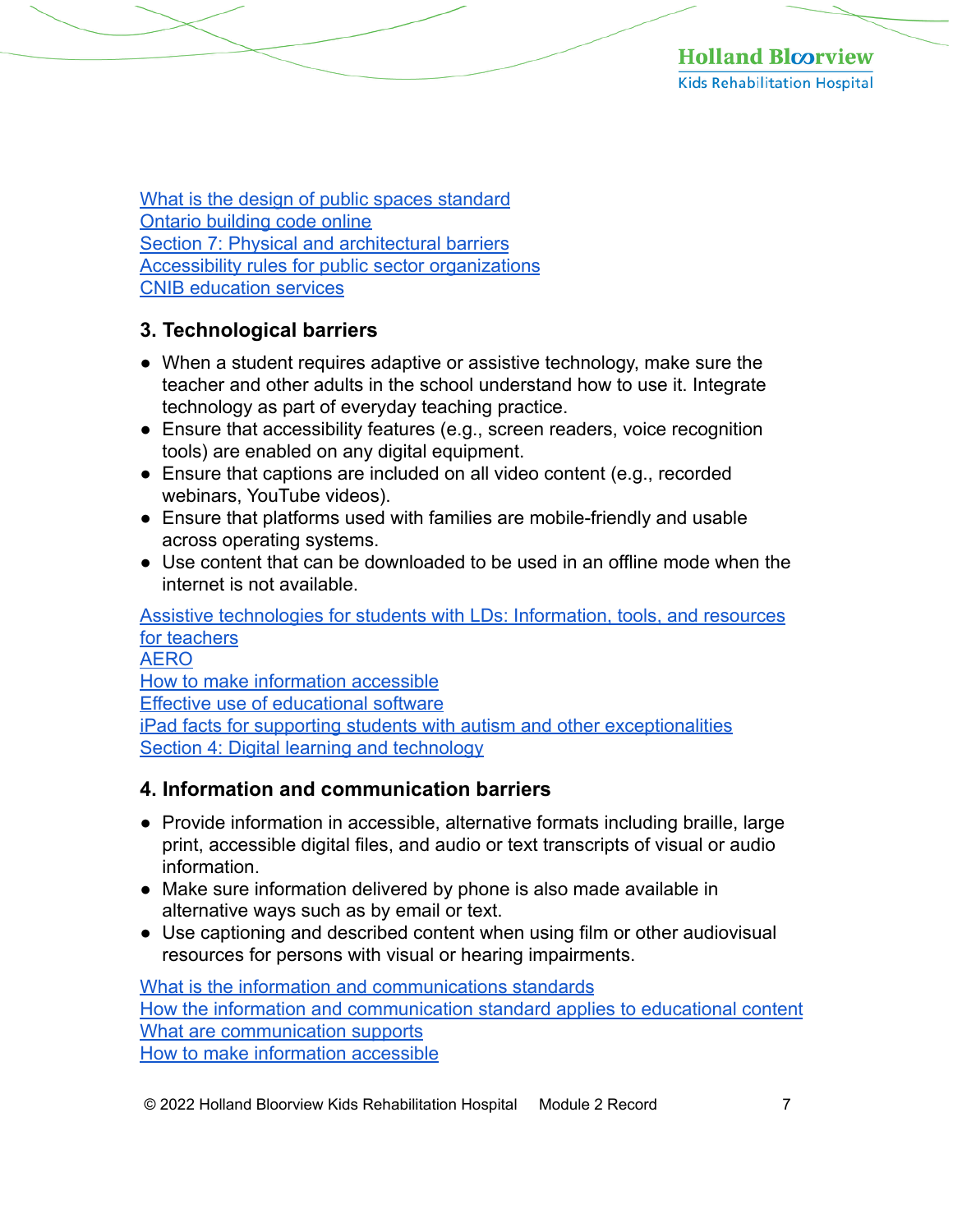[What is the design of public spaces standard]
[Ontario building code online]
[Section 7: Physical and architectural barriers]
[Accessibility rules for public sector organizations]
[CNIB education services]

### 3. Technological barriers

- When a student requires adaptive or assistive technology, make sure the teacher and other adults in the school understand how to use it. Integrate technology as part of everyday teaching practice.
- Ensure that accessibility features (e.g., screen readers, voice recognition tools) are enabled on any digital equipment.
- Ensure that captions are included on all video content (e.g., recorded webinars, YouTube videos).
- Ensure that platforms used with families are mobile-friendly and usable across operating systems.
- Use content that can be downloaded to be used in an offline mode when the internet is not available.

[Assistive technologies for students with LDs: Information, tools, and resources for teachers]
[AERO]
[How to make information accessible]
[Effective use of educational software]
[iPad facts for supporting students with autism and other exceptionalities]
[Section 4: Digital learning and technology]

### 4. Information and communication barriers

- Provide information in accessible, alternative formats including braille, large print, accessible digital files, and audio or text transcripts of visual or audio information.
- Make sure information delivered by phone is also made available in alternative ways such as by email or text.
- Use captioning and described content when using film or other audiovisual resources for persons with visual or hearing impairments.

[What is the information and communications standards]
[How the information and communication standard applies to educational content]
[What are communication supports]
[How to make information accessible]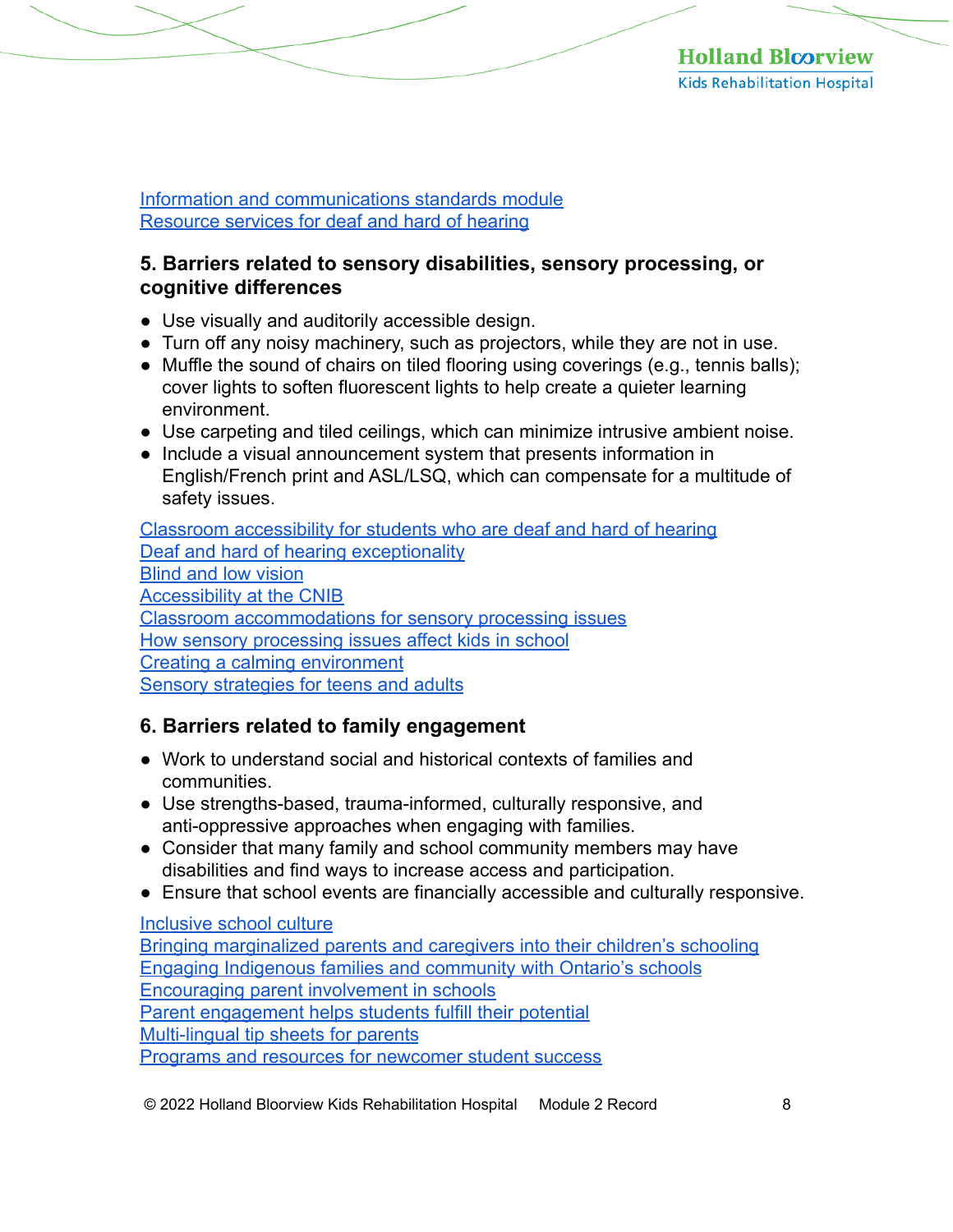Information and communications standards module
Resource services for deaf and hard of hearing

### 5. Barriers related to sensory disabilities, sensory processing, or cognitive differences

- Use visually and auditorily accessible design.
- Turn off any noisy machinery, such as projectors, while they are not in use.
- Muffle the sound of chairs on tiled flooring using coverings (e.g., tennis balls); cover lights to soften fluorescent lights to help create a quieter learning environment.
- Use carpeting and tiled ceilings, which can minimize intrusive ambient noise.
- Include a visual announcement system that presents information in English/French print and ASL/LSQ, which can compensate for a multitude of safety issues.

Classroom accessibility for students who are deaf and hard of hearing
Deaf and hard of hearing exceptionality
Blind and low vision
Accessibility at the CNIB
Classroom accommodations for sensory processing issues
How sensory processing issues affect kids in school
Creating a calming environment
Sensory strategies for teens and adults

### 6. Barriers related to family engagement

- Work to understand social and historical contexts of families and communities.
- Use strengths-based, trauma-informed, culturally responsive, and anti-oppressive approaches when engaging with families.
- Consider that many family and school community members may have disabilities and find ways to increase access and participation.
- Ensure that school events are financially accessible and culturally responsive.

Inclusive school culture
Bringing marginalized parents and caregivers into their children's schooling
Engaging Indigenous families and community with Ontario's schools
Encouraging parent involvement in schools
Parent engagement helps students fulfill their potential
Multi-lingual tip sheets for parents
Programs and resources for newcomer student success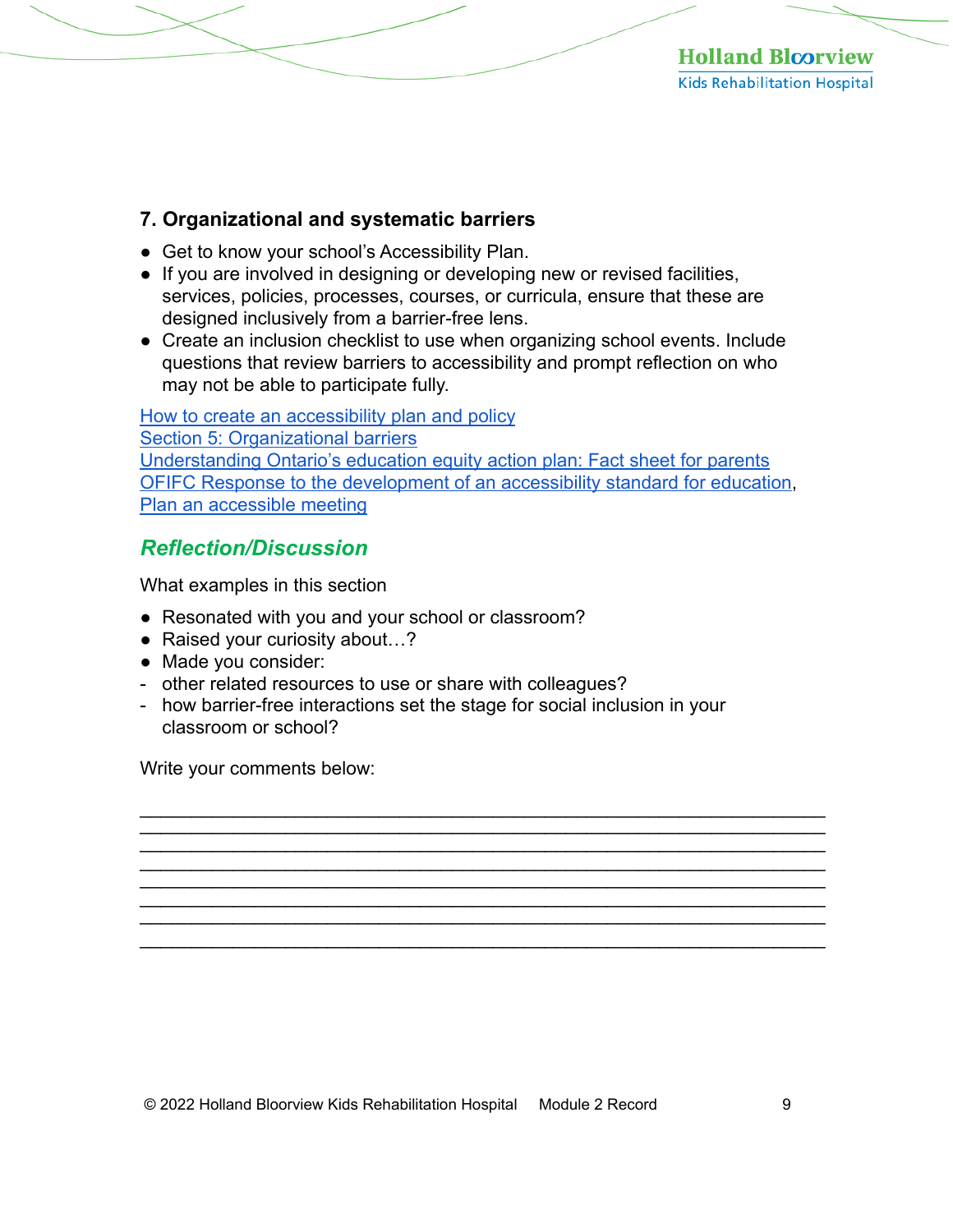## 7. Organizational and systematic barriers

- Get to know your school's Accessibility Plan.
- If you are involved in designing or developing new or revised facilities, services, policies, processes, courses, or curricula, ensure that these are designed inclusively from a barrier-free lens.
- Create an inclusion checklist to use when organizing school events. Include questions that review barriers to accessibility and prompt reflection on who may not be able to participate fully.

How to create an accessibility plan and policy
Section 5: Organizational barriers
Understanding Ontario's education equity action plan: Fact sheet for parents
OFIFC Response to the development of an accessibility standard for education,
Plan an accessible meeting

### *Reflection/Discussion*

What examples in this section

- Resonated with you and your school or classroom?
- Raised your curiosity about…?
- Made you consider:
  - other related resources to use or share with colleagues?
  - how barrier-free interactions set the stage for social inclusion in your classroom or school?

Write your comments below:

________________________________________________________________________
________________________________________________________________________
________________________________________________________________________
________________________________________________________________________
________________________________________________________________________
________________________________________________________________________
________________________________________________________________________
________________________________________________________________________

© 2022 Holland Bloorview Kids Rehabilitation Hospital Module 2 Record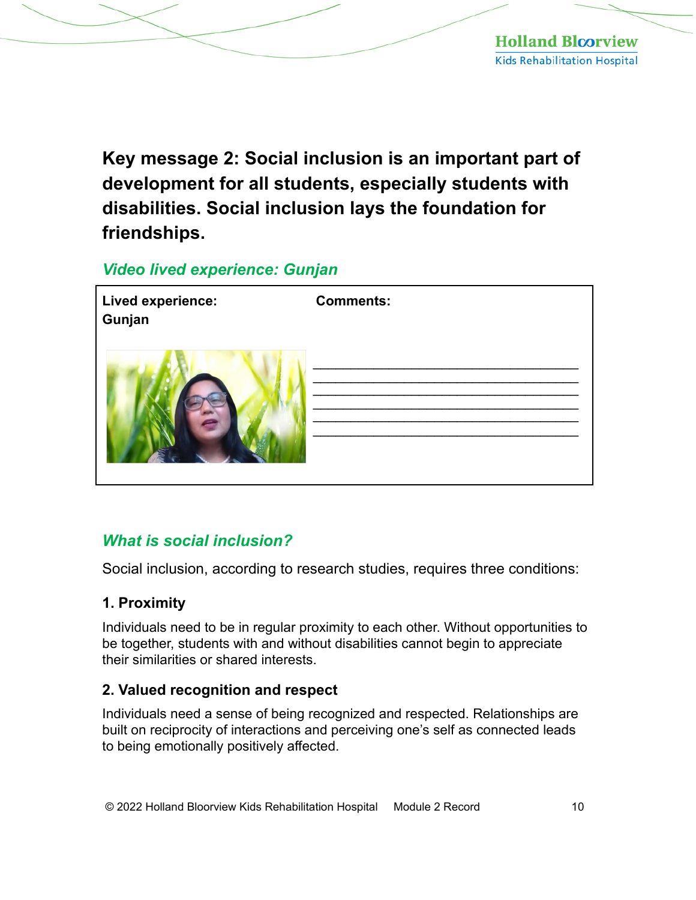## Key message 2: Social inclusion is an important part of development for all students, especially students with disabilities. Social inclusion lays the foundation for friendships.

### *Video lived experience: Gunjan*

| Lived experience: Gunjan | Comments: |
| --- | --- |
| | ________________________________________ ________________________________________ ________________________________________ ________________________________________ ________________________________________ ________________________________________ |

### *What is social inclusion?*

Social inclusion, according to research studies, requires three conditions:

#### 1. Proximity

Individuals need to be in regular proximity to each other. Without opportunities to be together, students with and without disabilities cannot begin to appreciate their similarities or shared interests.

#### 2. Valued recognition and respect

Individuals need a sense of being recognized and respected. Relationships are built on reciprocity of interactions and perceiving one's self as connected leads to being emotionally positively affected.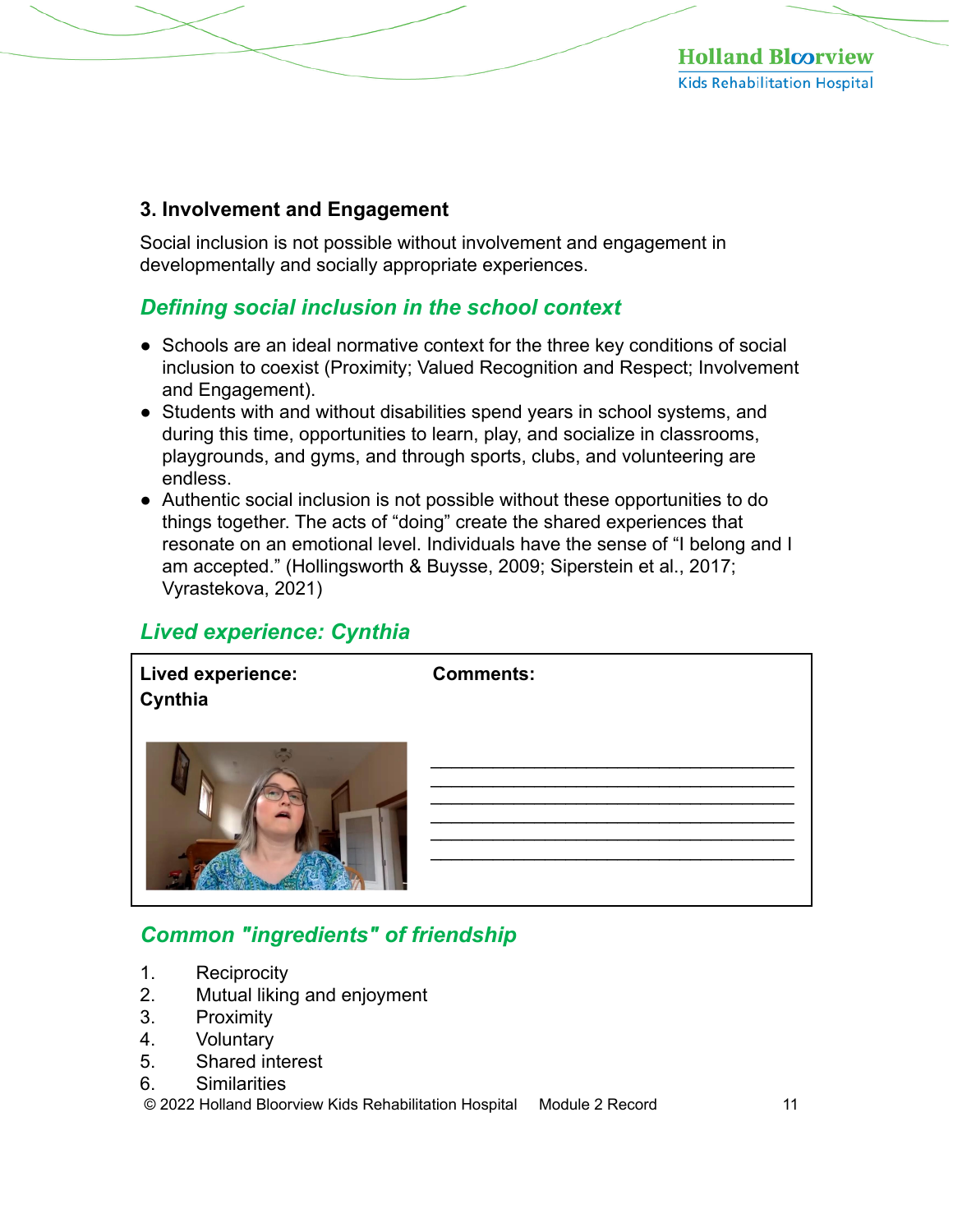### 3. Involvement and Engagement

Social inclusion is not possible without involvement and engagement in developmentally and socially appropriate experiences.

## *Defining social inclusion in the school context*

- Schools are an ideal normative context for the three key conditions of social inclusion to coexist (Proximity; Valued Recognition and Respect; Involvement and Engagement).
- Students with and without disabilities spend years in school systems, and during this time, opportunities to learn, play, and socialize in classrooms, playgrounds, and gyms, and through sports, clubs, and volunteering are endless.
- Authentic social inclusion is not possible without these opportunities to do things together. The acts of "doing" create the shared experiences that resonate on an emotional level. Individuals have the sense of "I belong and I am accepted." (Hollingsworth & Buysse, 2009; Siperstein et al., 2017; Vyrastekova, 2021)

## *Lived experience: Cynthia*

| **Lived experience: Cynthia** | **Comments:** |
|---|---|
| | ______________________________________ ______________________________________ ______________________________________ ______________________________________ ______________________________________ ______________________________________ |

## *Common "ingredients" of friendship*

1. Reciprocity
2. Mutual liking and enjoyment
3. Proximity
4. Voluntary
5. Shared interest
6. Similarities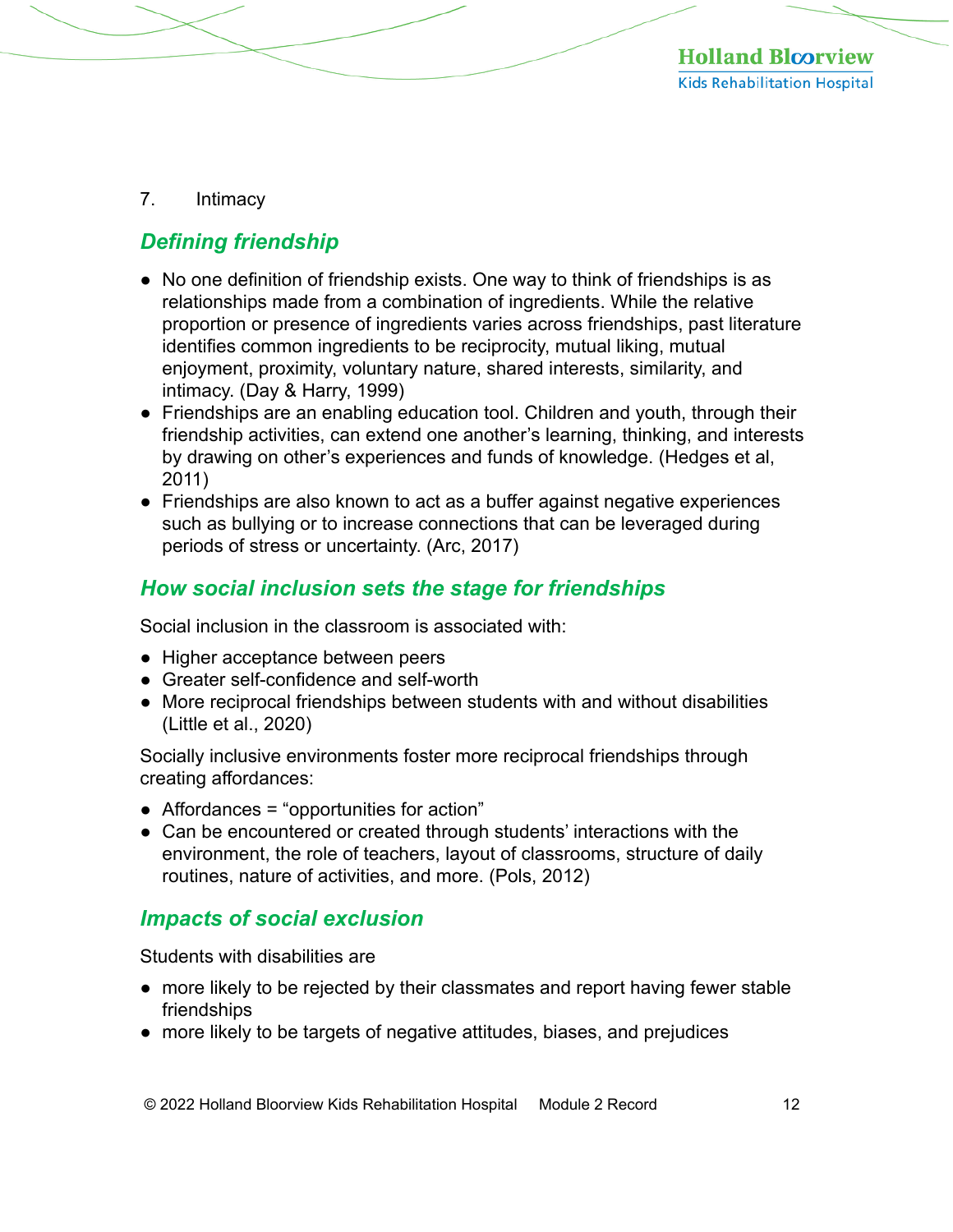7. Intimacy

## *Defining friendship*

- No one definition of friendship exists. One way to think of friendships is as relationships made from a combination of ingredients. While the relative proportion or presence of ingredients varies across friendships, past literature identifies common ingredients to be reciprocity, mutual liking, mutual enjoyment, proximity, voluntary nature, shared interests, similarity, and intimacy. (Day & Harry, 1999)
- Friendships are an enabling education tool. Children and youth, through their friendship activities, can extend one another's learning, thinking, and interests by drawing on other's experiences and funds of knowledge. (Hedges et al, 2011)
- Friendships are also known to act as a buffer against negative experiences such as bullying or to increase connections that can be leveraged during periods of stress or uncertainty. (Arc, 2017)

## *How social inclusion sets the stage for friendships*

Social inclusion in the classroom is associated with:

- Higher acceptance between peers
- Greater self-confidence and self-worth
- More reciprocal friendships between students with and without disabilities (Little et al., 2020)

Socially inclusive environments foster more reciprocal friendships through creating affordances:

- Affordances = "opportunities for action"
- Can be encountered or created through students' interactions with the environment, the role of teachers, layout of classrooms, structure of daily routines, nature of activities, and more. (Pols, 2012)

## *Impacts of social exclusion*

Students with disabilities are

- more likely to be rejected by their classmates and report having fewer stable friendships
- more likely to be targets of negative attitudes, biases, and prejudices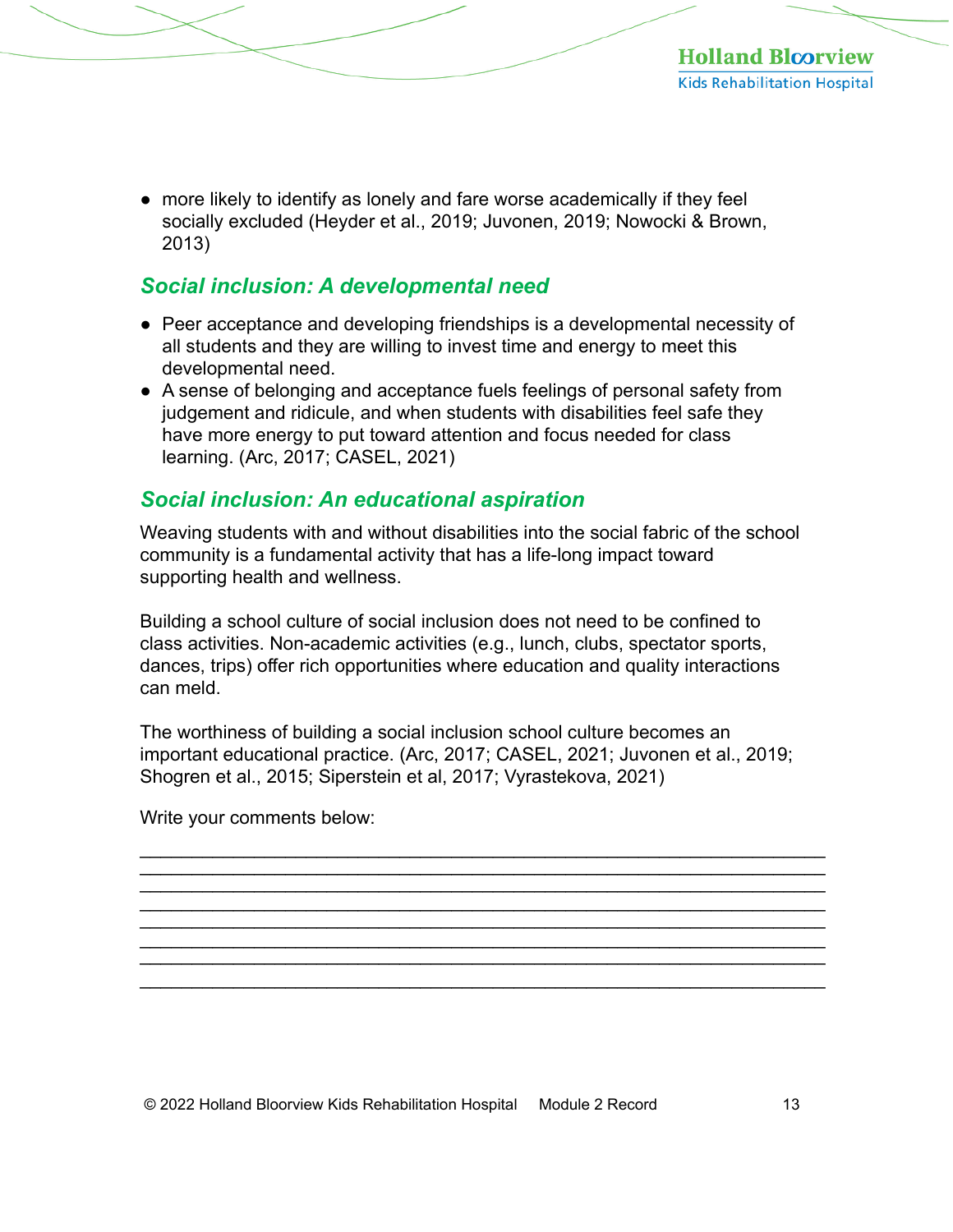- more likely to identify as lonely and fare worse academically if they feel socially excluded (Heyder et al., 2019; Juvonen, 2019; Nowocki & Brown, 2013)

## *Social inclusion: A developmental need*

- Peer acceptance and developing friendships is a developmental necessity of all students and they are willing to invest time and energy to meet this developmental need.
- A sense of belonging and acceptance fuels feelings of personal safety from judgement and ridicule, and when students with disabilities feel safe they have more energy to put toward attention and focus needed for class learning. (Arc, 2017; CASEL, 2021)

## *Social inclusion: An educational aspiration*

Weaving students with and without disabilities into the social fabric of the school community is a fundamental activity that has a life-long impact toward supporting health and wellness.

Building a school culture of social inclusion does not need to be confined to class activities. Non-academic activities (e.g., lunch, clubs, spectator sports, dances, trips) offer rich opportunities where education and quality interactions can meld.

The worthiness of building a social inclusion school culture becomes an important educational practice. (Arc, 2017; CASEL, 2021; Juvonen et al., 2019; Shogren et al., 2015; Siperstein et al, 2017; Vyrastekova, 2021)

Write your comments below:

______________________________________________________________________
______________________________________________________________________
______________________________________________________________________
______________________________________________________________________
______________________________________________________________________
______________________________________________________________________
______________________________________________________________________
______________________________________________________________________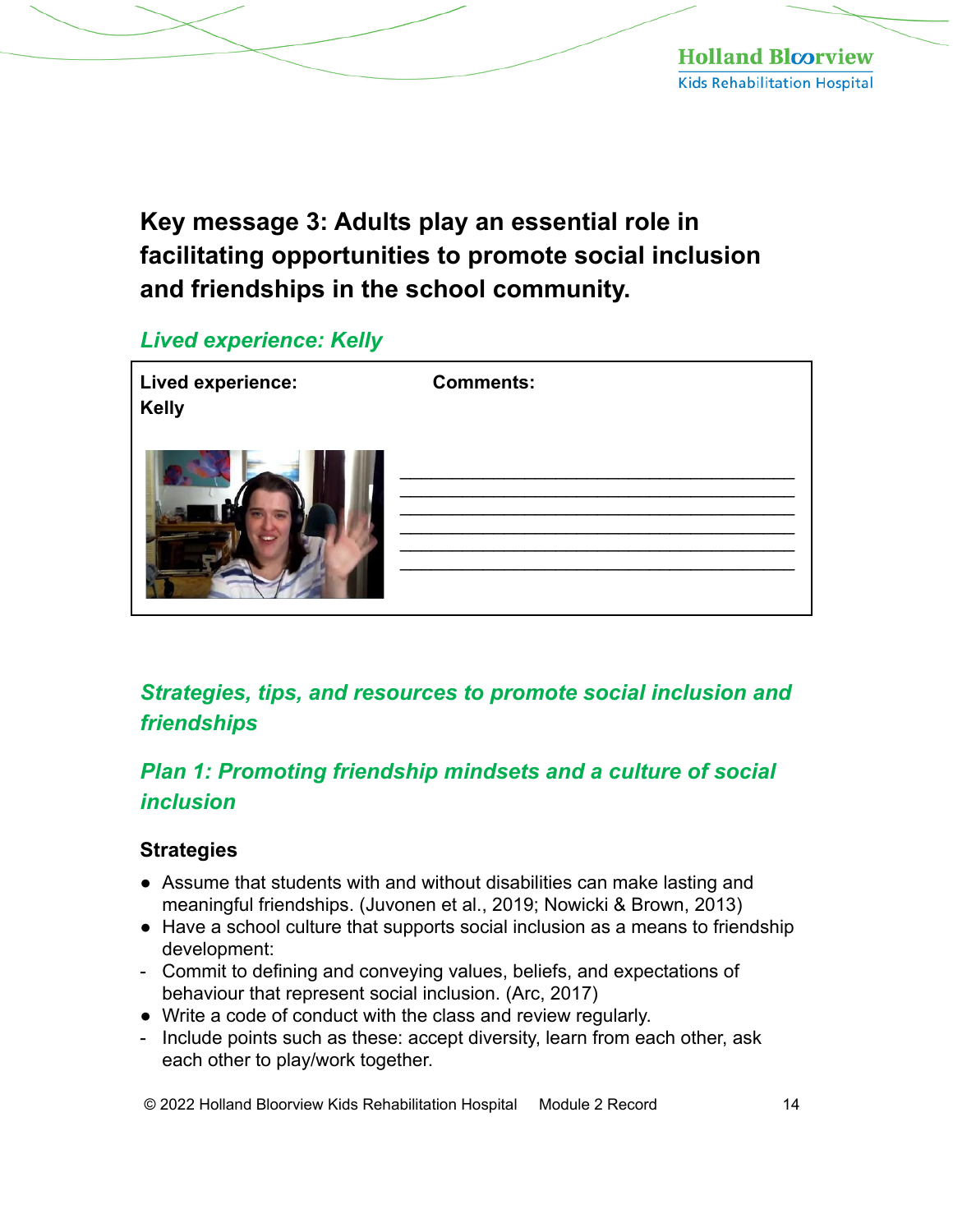## Key message 3: Adults play an essential role in facilitating opportunities to promote social inclusion and friendships in the school community.

### *Lived experience: Kelly*

| **Lived experience: Kelly** | **Comments:** |
|---|---|
| | ________________________________________ ________________________________________ ________________________________________ ________________________________________ ________________________________________ ________________________________________ |

### *Strategies, tips, and resources to promote social inclusion and friendships*

### *Plan 1: Promoting friendship mindsets and a culture of social inclusion*

#### Strategies

- Assume that students with and without disabilities can make lasting and meaningful friendships. (Juvonen et al., 2019; Nowicki & Brown, 2013)
- Have a school culture that supports social inclusion as a means to friendship development:
  - Commit to defining and conveying values, beliefs, and expectations of behaviour that represent social inclusion. (Arc, 2017)
- Write a code of conduct with the class and review regularly.
  - Include points such as these: accept diversity, learn from each other, ask each other to play/work together.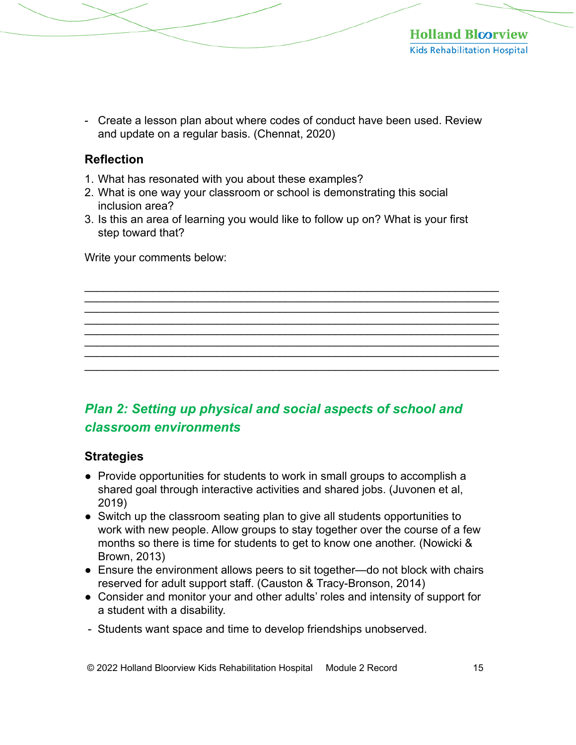- Create a lesson plan about where codes of conduct have been used. Review and update on a regular basis. (Chennat, 2020)

### Reflection

1. What has resonated with you about these examples?
2. What is one way your classroom or school is demonstrating this social inclusion area?
3. Is this an area of learning you would like to follow up on? What is your first step toward that?

Write your comments below:

_______________________________________________________________
_______________________________________________________________
_______________________________________________________________
_______________________________________________________________
_______________________________________________________________
_______________________________________________________________
_______________________________________________________________
_______________________________________________________________

## *Plan 2: Setting up physical and social aspects of school and classroom environments*

### Strategies

- Provide opportunities for students to work in small groups to accomplish a shared goal through interactive activities and shared jobs. (Juvonen et al, 2019)
- Switch up the classroom seating plan to give all students opportunities to work with new people. Allow groups to stay together over the course of a few months so there is time for students to get to know one another. (Nowicki & Brown, 2013)
- Ensure the environment allows peers to sit together—do not block with chairs reserved for adult support staff. (Causton & Tracy-Bronson, 2014)
- Consider and monitor your and other adults' roles and intensity of support for a student with a disability.
  - Students want space and time to develop friendships unobserved.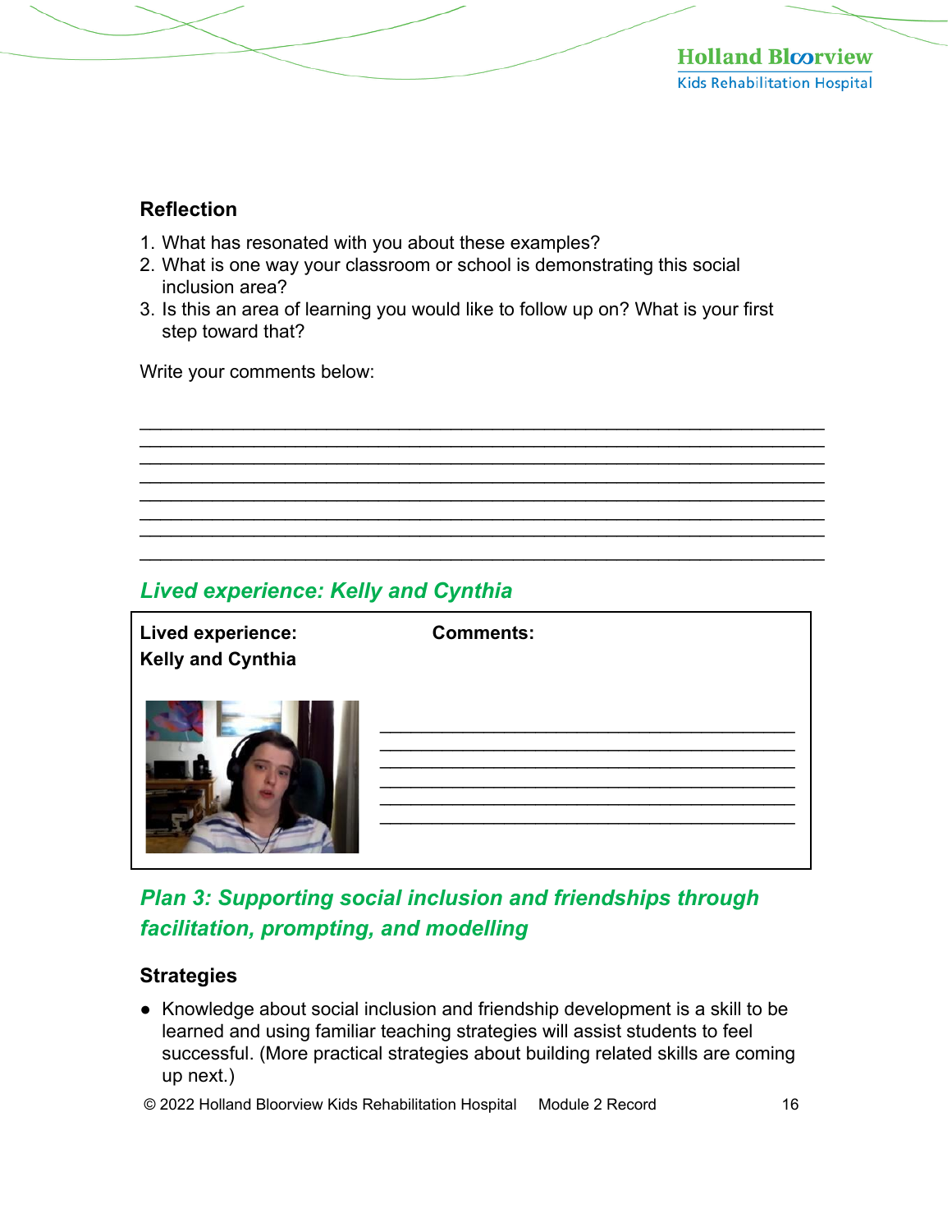### Reflection

1. What has resonated with you about these examples?
2. What is one way your classroom or school is demonstrating this social inclusion area?
3. Is this an area of learning you would like to follow up on? What is your first step toward that?

Write your comments below:

______________________________________________________________________
______________________________________________________________________
______________________________________________________________________
______________________________________________________________________
______________________________________________________________________
______________________________________________________________________
______________________________________________________________________
______________________________________________________________________

## *Lived experience: Kelly and Cynthia*

| **Lived experience: Kelly and Cynthia** | **Comments:** |
|---|---|
| | ______________________________________________ <br> ______________________________________________ <br> ______________________________________________ <br> ______________________________________________ <br> ______________________________________________ <br> ______________________________________________ |

## *Plan 3: Supporting social inclusion and friendships through facilitation, prompting, and modelling*

### Strategies

- Knowledge about social inclusion and friendship development is a skill to be learned and using familiar teaching strategies will assist students to feel successful. (More practical strategies about building related skills are coming up next.)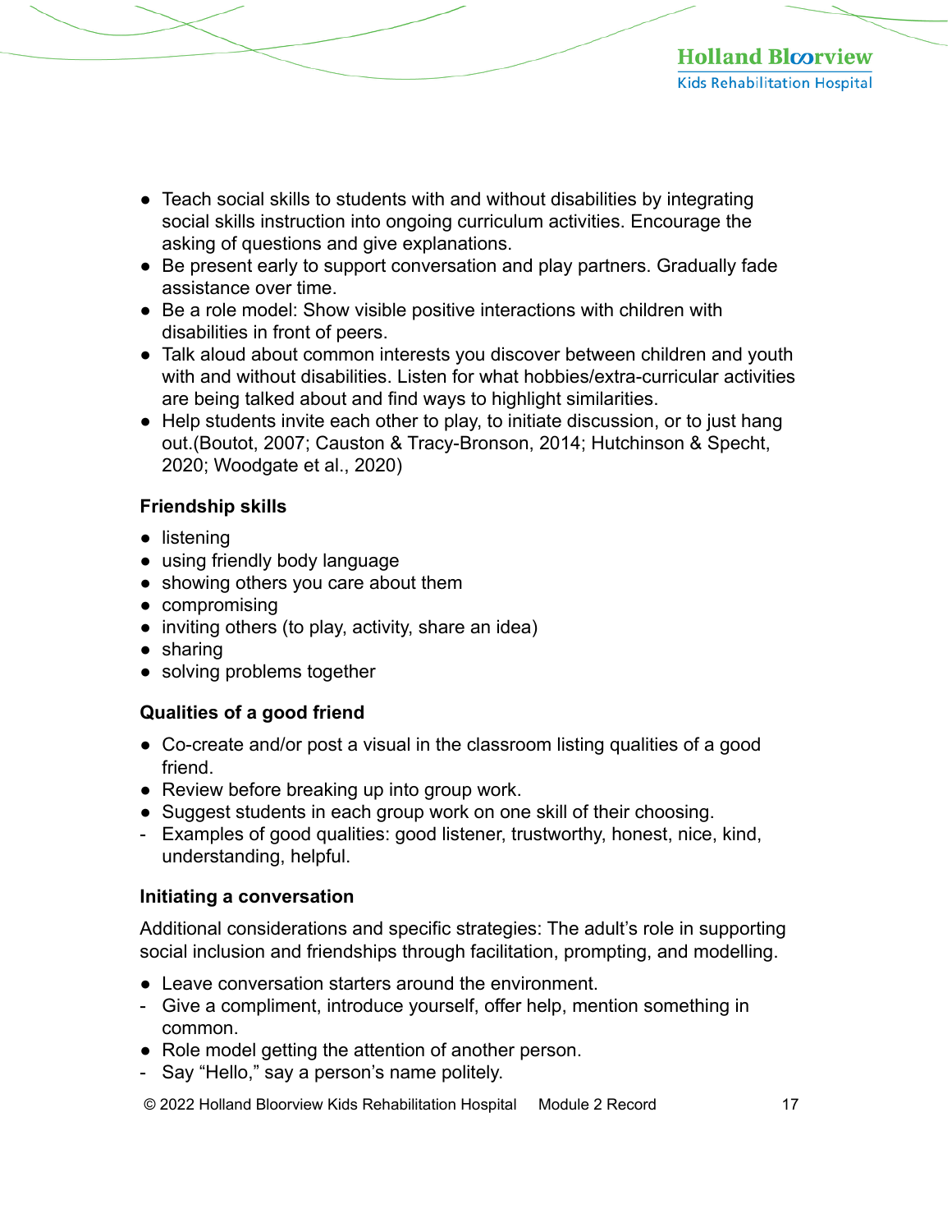- Teach social skills to students with and without disabilities by integrating social skills instruction into ongoing curriculum activities. Encourage the asking of questions and give explanations.
- Be present early to support conversation and play partners. Gradually fade assistance over time.
- Be a role model: Show visible positive interactions with children with disabilities in front of peers.
- Talk aloud about common interests you discover between children and youth with and without disabilities. Listen for what hobbies/extra-curricular activities are being talked about and find ways to highlight similarities.
- Help students invite each other to play, to initiate discussion, or to just hang out.(Boutot, 2007; Causton & Tracy-Bronson, 2014; Hutchinson & Specht, 2020; Woodgate et al., 2020)

**Friendship skills**

- listening
- using friendly body language
- showing others you care about them
- compromising
- inviting others (to play, activity, share an idea)
- sharing
- solving problems together

**Qualities of a good friend**

- Co-create and/or post a visual in the classroom listing qualities of a good friend.
- Review before breaking up into group work.
- Suggest students in each group work on one skill of their choosing.
  - Examples of good qualities: good listener, trustworthy, honest, nice, kind, understanding, helpful.

**Initiating a conversation**

Additional considerations and specific strategies: The adult's role in supporting social inclusion and friendships through facilitation, prompting, and modelling.

- Leave conversation starters around the environment.
  - Give a compliment, introduce yourself, offer help, mention something in common.
- Role model getting the attention of another person.
  - Say "Hello," say a person's name politely.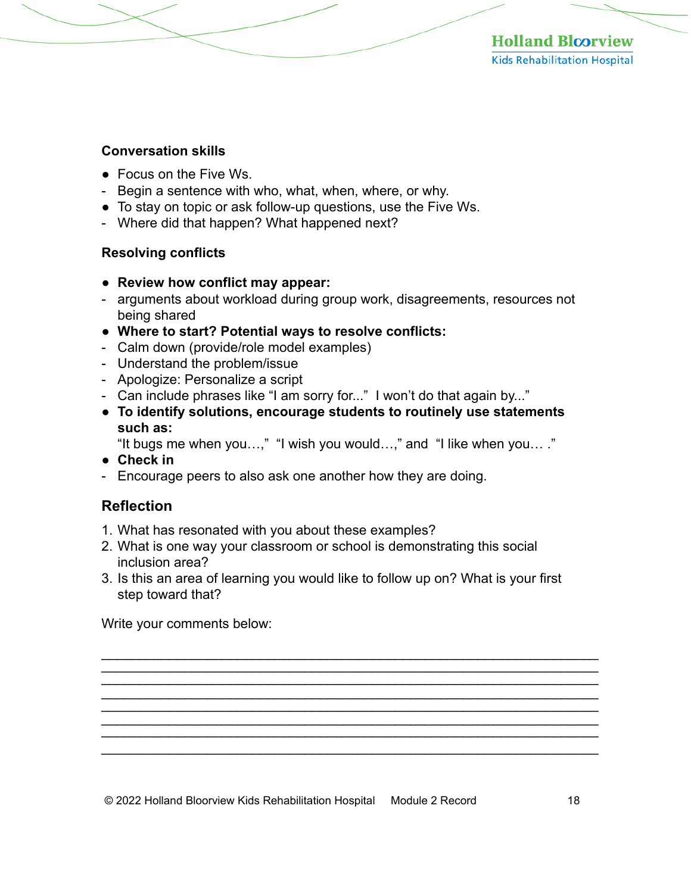### Conversation skills

- Focus on the Five Ws.
  - Begin a sentence with who, what, when, where, or why.
- To stay on topic or ask follow-up questions, use the Five Ws.
  - Where did that happen? What happened next?

### Resolving conflicts

- **Review how conflict may appear:**
  - arguments about workload during group work, disagreements, resources not being shared
- **Where to start? Potential ways to resolve conflicts:**
  - Calm down (provide/role model examples)
  - Understand the problem/issue
  - Apologize: Personalize a script
  - Can include phrases like "I am sorry for..." I won't do that again by..."
- **To identify solutions, encourage students to routinely use statements such as:**
  "It bugs me when you…," "I wish you would…," and "I like when you… ."
- **Check in**
  - Encourage peers to also ask one another how they are doing.

## Reflection

1. What has resonated with you about these examples?
2. What is one way your classroom or school is demonstrating this social inclusion area?
3. Is this an area of learning you would like to follow up on? What is your first step toward that?

Write your comments below:

\_\_\_\_\_\_\_\_\_\_\_\_\_\_\_\_\_\_\_\_\_\_\_\_\_\_\_\_\_\_\_\_\_\_\_\_\_\_\_\_\_\_\_\_\_\_\_\_\_\_\_\_\_\_\_\_\_\_\_\_\_\_\_\_\_\_\_\_\_\_
\_\_\_\_\_\_\_\_\_\_\_\_\_\_\_\_\_\_\_\_\_\_\_\_\_\_\_\_\_\_\_\_\_\_\_\_\_\_\_\_\_\_\_\_\_\_\_\_\_\_\_\_\_\_\_\_\_\_\_\_\_\_\_\_\_\_\_\_\_\_
\_\_\_\_\_\_\_\_\_\_\_\_\_\_\_\_\_\_\_\_\_\_\_\_\_\_\_\_\_\_\_\_\_\_\_\_\_\_\_\_\_\_\_\_\_\_\_\_\_\_\_\_\_\_\_\_\_\_\_\_\_\_\_\_\_\_\_\_\_\_
\_\_\_\_\_\_\_\_\_\_\_\_\_\_\_\_\_\_\_\_\_\_\_\_\_\_\_\_\_\_\_\_\_\_\_\_\_\_\_\_\_\_\_\_\_\_\_\_\_\_\_\_\_\_\_\_\_\_\_\_\_\_\_\_\_\_\_\_\_\_
\_\_\_\_\_\_\_\_\_\_\_\_\_\_\_\_\_\_\_\_\_\_\_\_\_\_\_\_\_\_\_\_\_\_\_\_\_\_\_\_\_\_\_\_\_\_\_\_\_\_\_\_\_\_\_\_\_\_\_\_\_\_\_\_\_\_\_\_\_\_
\_\_\_\_\_\_\_\_\_\_\_\_\_\_\_\_\_\_\_\_\_\_\_\_\_\_\_\_\_\_\_\_\_\_\_\_\_\_\_\_\_\_\_\_\_\_\_\_\_\_\_\_\_\_\_\_\_\_\_\_\_\_\_\_\_\_\_\_\_\_
\_\_\_\_\_\_\_\_\_\_\_\_\_\_\_\_\_\_\_\_\_\_\_\_\_\_\_\_\_\_\_\_\_\_\_\_\_\_\_\_\_\_\_\_\_\_\_\_\_\_\_\_\_\_\_\_\_\_\_\_\_\_\_\_\_\_\_\_\_\_
\_\_\_\_\_\_\_\_\_\_\_\_\_\_\_\_\_\_\_\_\_\_\_\_\_\_\_\_\_\_\_\_\_\_\_\_\_\_\_\_\_\_\_\_\_\_\_\_\_\_\_\_\_\_\_\_\_\_\_\_\_\_\_\_\_\_\_\_\_\_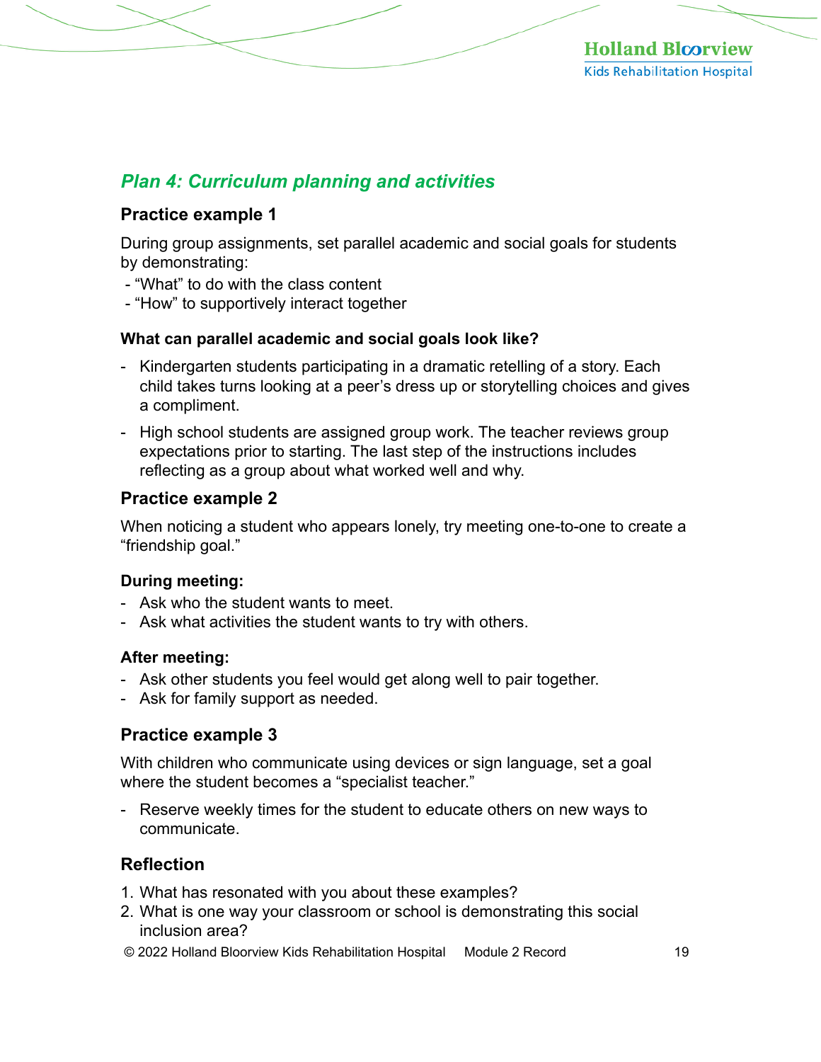## *Plan 4: Curriculum planning and activities*

### Practice example 1

During group assignments, set parallel academic and social goals for students by demonstrating:

- "What" to do with the class content
- "How" to supportively interact together

#### What can parallel academic and social goals look like?

- Kindergarten students participating in a dramatic retelling of a story. Each child takes turns looking at a peer's dress up or storytelling choices and gives a compliment.
- High school students are assigned group work. The teacher reviews group expectations prior to starting. The last step of the instructions includes reflecting as a group about what worked well and why.

### Practice example 2

When noticing a student who appears lonely, try meeting one-to-one to create a "friendship goal."

#### During meeting:

- Ask who the student wants to meet.
- Ask what activities the student wants to try with others.

#### After meeting:

- Ask other students you feel would get along well to pair together.
- Ask for family support as needed.

### Practice example 3

With children who communicate using devices or sign language, set a goal where the student becomes a "specialist teacher."

- Reserve weekly times for the student to educate others on new ways to communicate.

### Reflection

1. What has resonated with you about these examples?
2. What is one way your classroom or school is demonstrating this social inclusion area?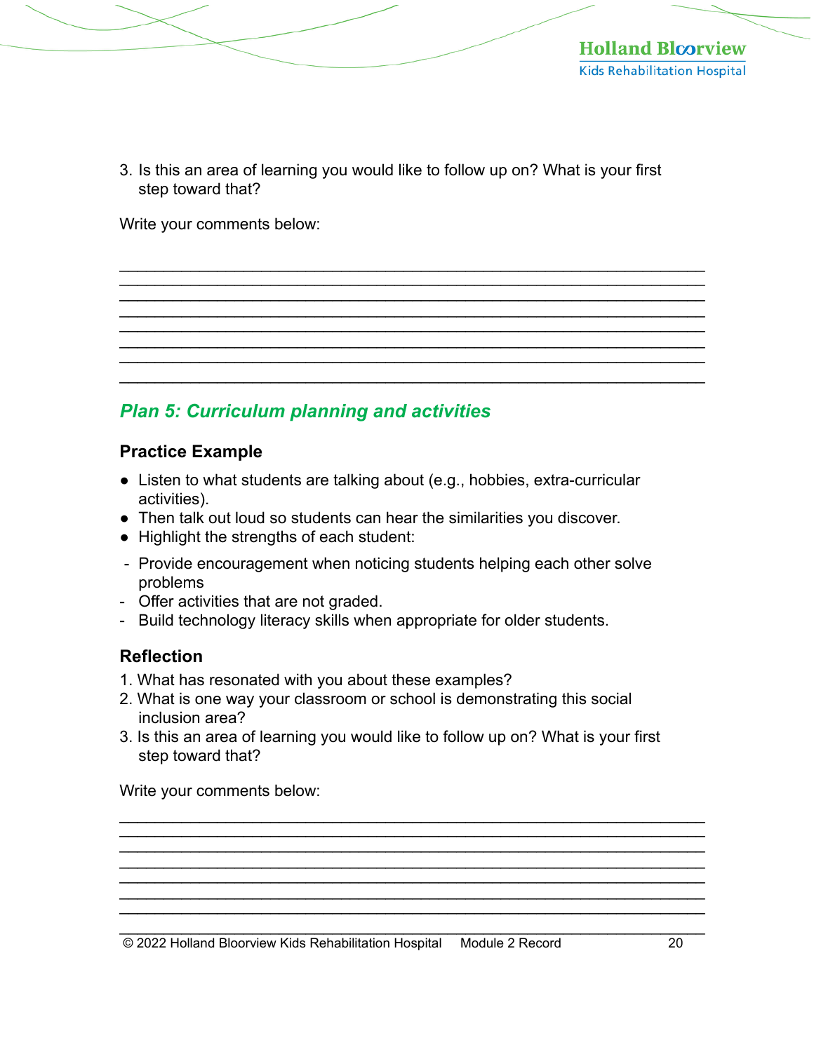3. Is this an area of learning you would like to follow up on? What is your first step toward that?

Write your comments below:

________________________________________________________________
________________________________________________________________
________________________________________________________________
________________________________________________________________
________________________________________________________________
________________________________________________________________
________________________________________________________________
________________________________________________________________

## *Plan 5: Curriculum planning and activities*

### Practice Example

- Listen to what students are talking about (e.g., hobbies, extra-curricular activities).
- Then talk out loud so students can hear the similarities you discover.
- Highlight the strengths of each student:
  - Provide encouragement when noticing students helping each other solve problems
  - Offer activities that are not graded.
  - Build technology literacy skills when appropriate for older students.

### Reflection

1. What has resonated with you about these examples?
2. What is one way your classroom or school is demonstrating this social inclusion area?
3. Is this an area of learning you would like to follow up on? What is your first step toward that?

Write your comments below:

________________________________________________________________
________________________________________________________________
________________________________________________________________
________________________________________________________________
________________________________________________________________
________________________________________________________________
________________________________________________________________
________________________________________________________________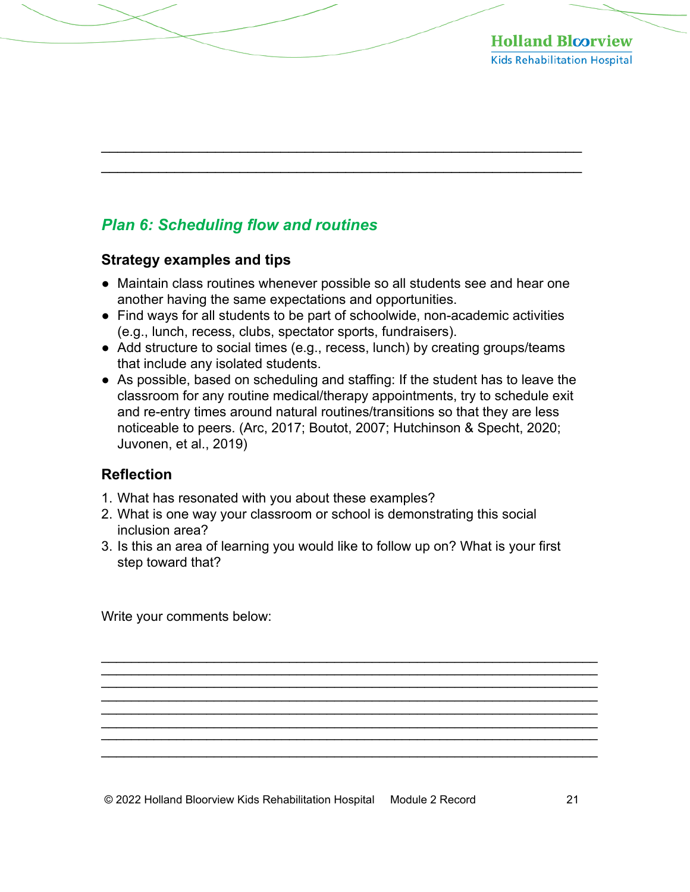\_\_\_\_\_\_\_\_\_\_\_\_\_\_\_\_\_\_\_\_\_\_\_\_\_\_\_\_\_\_\_\_\_\_\_\_\_\_\_\_\_\_\_\_\_\_\_\_\_\_\_\_\_\_\_\_\_\_\_\_\_\_

\_\_\_\_\_\_\_\_\_\_\_\_\_\_\_\_\_\_\_\_\_\_\_\_\_\_\_\_\_\_\_\_\_\_\_\_\_\_\_\_\_\_\_\_\_\_\_\_\_\_\_\_\_\_\_\_\_\_\_\_\_\_

## *Plan 6: Scheduling flow and routines*

### Strategy examples and tips

- Maintain class routines whenever possible so all students see and hear one another having the same expectations and opportunities.
- Find ways for all students to be part of schoolwide, non-academic activities (e.g., lunch, recess, clubs, spectator sports, fundraisers).
- Add structure to social times (e.g., recess, lunch) by creating groups/teams that include any isolated students.
- As possible, based on scheduling and staffing: If the student has to leave the classroom for any routine medical/therapy appointments, try to schedule exit and re-entry times around natural routines/transitions so that they are less noticeable to peers. (Arc, 2017; Boutot, 2007; Hutchinson & Specht, 2020; Juvonen, et al., 2019)

### Reflection

1. What has resonated with you about these examples?
2. What is one way your classroom or school is demonstrating this social inclusion area?
3. Is this an area of learning you would like to follow up on? What is your first step toward that?

Write your comments below:

\_\_\_\_\_\_\_\_\_\_\_\_\_\_\_\_\_\_\_\_\_\_\_\_\_\_\_\_\_\_\_\_\_\_\_\_\_\_\_\_\_\_\_\_\_\_\_\_\_\_\_\_\_\_\_\_\_\_\_\_\_\_

\_\_\_\_\_\_\_\_\_\_\_\_\_\_\_\_\_\_\_\_\_\_\_\_\_\_\_\_\_\_\_\_\_\_\_\_\_\_\_\_\_\_\_\_\_\_\_\_\_\_\_\_\_\_\_\_\_\_\_\_\_\_

\_\_\_\_\_\_\_\_\_\_\_\_\_\_\_\_\_\_\_\_\_\_\_\_\_\_\_\_\_\_\_\_\_\_\_\_\_\_\_\_\_\_\_\_\_\_\_\_\_\_\_\_\_\_\_\_\_\_\_\_\_\_

\_\_\_\_\_\_\_\_\_\_\_\_\_\_\_\_\_\_\_\_\_\_\_\_\_\_\_\_\_\_\_\_\_\_\_\_\_\_\_\_\_\_\_\_\_\_\_\_\_\_\_\_\_\_\_\_\_\_\_\_\_\_

\_\_\_\_\_\_\_\_\_\_\_\_\_\_\_\_\_\_\_\_\_\_\_\_\_\_\_\_\_\_\_\_\_\_\_\_\_\_\_\_\_\_\_\_\_\_\_\_\_\_\_\_\_\_\_\_\_\_\_\_\_\_

\_\_\_\_\_\_\_\_\_\_\_\_\_\_\_\_\_\_\_\_\_\_\_\_\_\_\_\_\_\_\_\_\_\_\_\_\_\_\_\_\_\_\_\_\_\_\_\_\_\_\_\_\_\_\_\_\_\_\_\_\_\_

\_\_\_\_\_\_\_\_\_\_\_\_\_\_\_\_\_\_\_\_\_\_\_\_\_\_\_\_\_\_\_\_\_\_\_\_\_\_\_\_\_\_\_\_\_\_\_\_\_\_\_\_\_\_\_\_\_\_\_\_\_\_

\_\_\_\_\_\_\_\_\_\_\_\_\_\_\_\_\_\_\_\_\_\_\_\_\_\_\_\_\_\_\_\_\_\_\_\_\_\_\_\_\_\_\_\_\_\_\_\_\_\_\_\_\_\_\_\_\_\_\_\_\_\_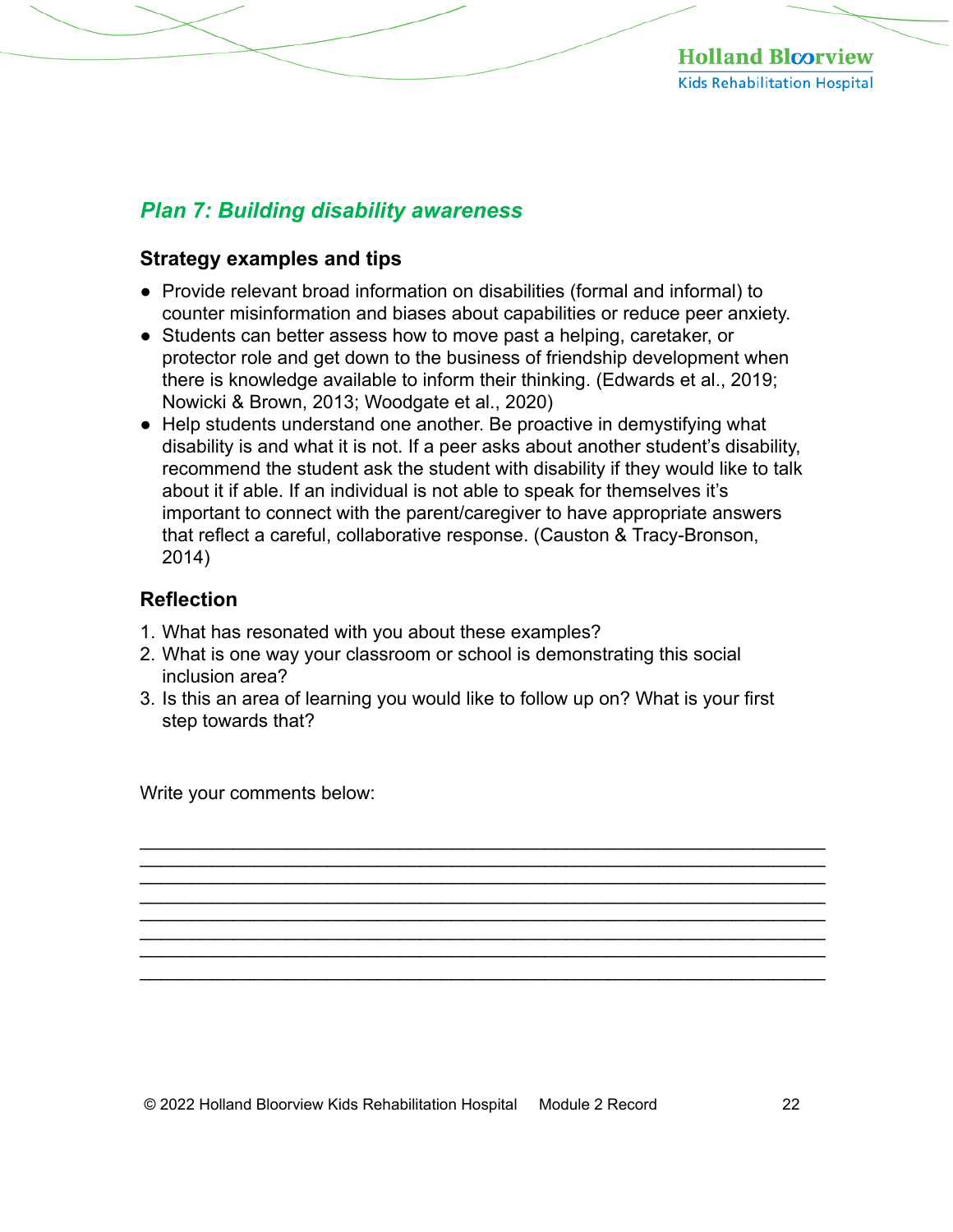## *Plan 7: Building disability awareness*

### Strategy examples and tips

- Provide relevant broad information on disabilities (formal and informal) to counter misinformation and biases about capabilities or reduce peer anxiety.
- Students can better assess how to move past a helping, caretaker, or protector role and get down to the business of friendship development when there is knowledge available to inform their thinking. (Edwards et al., 2019; Nowicki & Brown, 2013; Woodgate et al., 2020)
- Help students understand one another. Be proactive in demystifying what disability is and what it is not. If a peer asks about another student's disability, recommend the student ask the student with disability if they would like to talk about it if able. If an individual is not able to speak for themselves it's important to connect with the parent/caregiver to have appropriate answers that reflect a careful, collaborative response. (Causton & Tracy-Bronson, 2014)

### Reflection

1. What has resonated with you about these examples?
2. What is one way your classroom or school is demonstrating this social inclusion area?
3. Is this an area of learning you would like to follow up on? What is your first step towards that?

Write your comments below:

\_\_\_\_\_\_\_\_\_\_\_\_\_\_\_\_\_\_\_\_\_\_\_\_\_\_\_\_\_\_\_\_\_\_\_\_\_\_\_\_\_\_\_\_\_\_\_\_\_\_\_\_\_\_\_\_\_\_\_\_
\_\_\_\_\_\_\_\_\_\_\_\_\_\_\_\_\_\_\_\_\_\_\_\_\_\_\_\_\_\_\_\_\_\_\_\_\_\_\_\_\_\_\_\_\_\_\_\_\_\_\_\_\_\_\_\_\_\_\_\_
\_\_\_\_\_\_\_\_\_\_\_\_\_\_\_\_\_\_\_\_\_\_\_\_\_\_\_\_\_\_\_\_\_\_\_\_\_\_\_\_\_\_\_\_\_\_\_\_\_\_\_\_\_\_\_\_\_\_\_\_
\_\_\_\_\_\_\_\_\_\_\_\_\_\_\_\_\_\_\_\_\_\_\_\_\_\_\_\_\_\_\_\_\_\_\_\_\_\_\_\_\_\_\_\_\_\_\_\_\_\_\_\_\_\_\_\_\_\_\_\_
\_\_\_\_\_\_\_\_\_\_\_\_\_\_\_\_\_\_\_\_\_\_\_\_\_\_\_\_\_\_\_\_\_\_\_\_\_\_\_\_\_\_\_\_\_\_\_\_\_\_\_\_\_\_\_\_\_\_\_\_
\_\_\_\_\_\_\_\_\_\_\_\_\_\_\_\_\_\_\_\_\_\_\_\_\_\_\_\_\_\_\_\_\_\_\_\_\_\_\_\_\_\_\_\_\_\_\_\_\_\_\_\_\_\_\_\_\_\_\_\_
\_\_\_\_\_\_\_\_\_\_\_\_\_\_\_\_\_\_\_\_\_\_\_\_\_\_\_\_\_\_\_\_\_\_\_\_\_\_\_\_\_\_\_\_\_\_\_\_\_\_\_\_\_\_\_\_\_\_\_\_
\_\_\_\_\_\_\_\_\_\_\_\_\_\_\_\_\_\_\_\_\_\_\_\_\_\_\_\_\_\_\_\_\_\_\_\_\_\_\_\_\_\_\_\_\_\_\_\_\_\_\_\_\_\_\_\_\_\_\_\_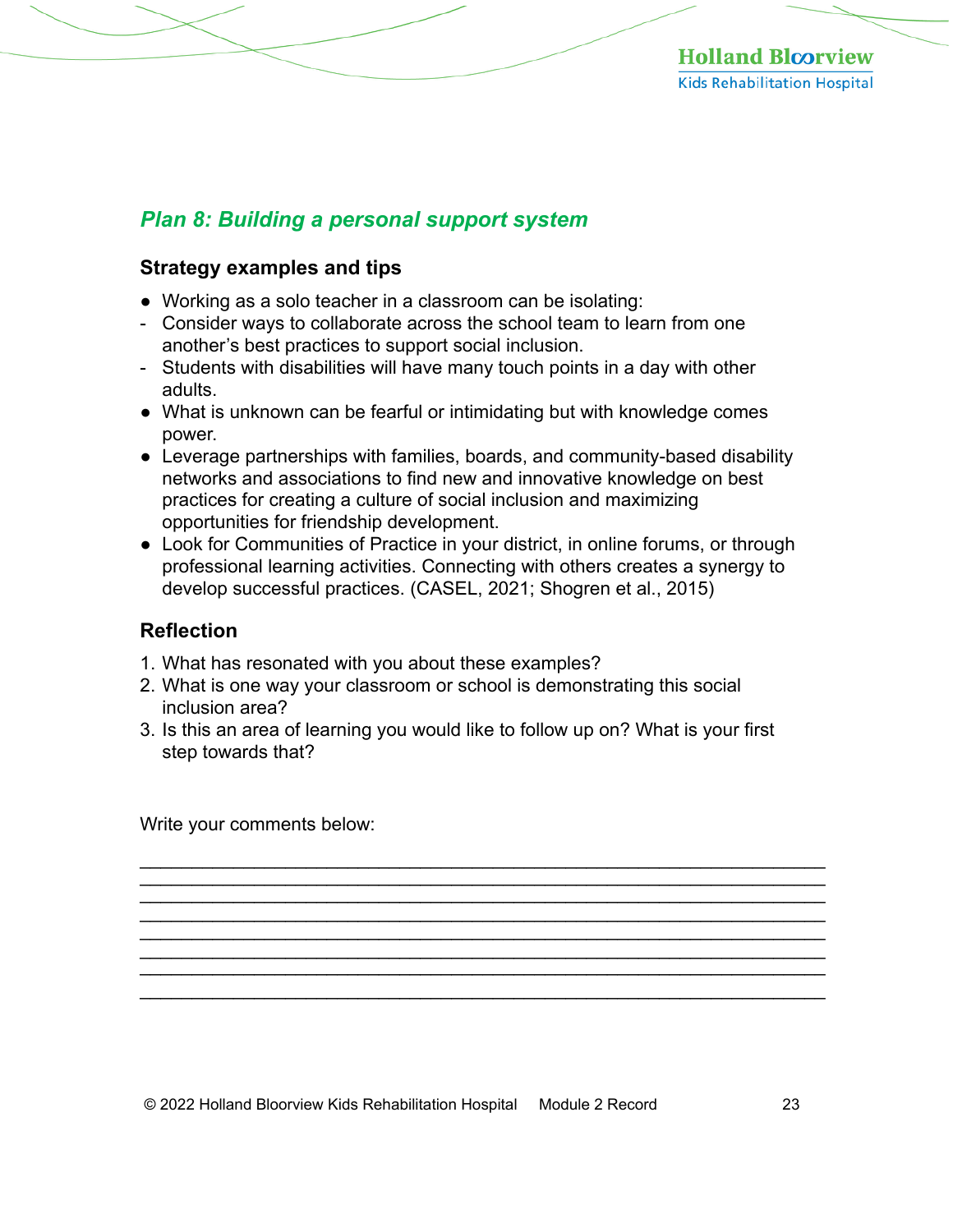## *Plan 8: Building a personal support system*

### Strategy examples and tips

- Working as a solo teacher in a classroom can be isolating:
  - Consider ways to collaborate across the school team to learn from one another's best practices to support social inclusion.
  - Students with disabilities will have many touch points in a day with other adults.
- What is unknown can be fearful or intimidating but with knowledge comes power.
- Leverage partnerships with families, boards, and community-based disability networks and associations to find new and innovative knowledge on best practices for creating a culture of social inclusion and maximizing opportunities for friendship development.
- Look for Communities of Practice in your district, in online forums, or through professional learning activities. Connecting with others creates a synergy to develop successful practices. (CASEL, 2021; Shogren et al., 2015)

### Reflection

1. What has resonated with you about these examples?
2. What is one way your classroom or school is demonstrating this social inclusion area?
3. Is this an area of learning you would like to follow up on? What is your first step towards that?

Write your comments below:

______________________________________________________________

______________________________________________________________

______________________________________________________________

______________________________________________________________

______________________________________________________________

______________________________________________________________

______________________________________________________________

______________________________________________________________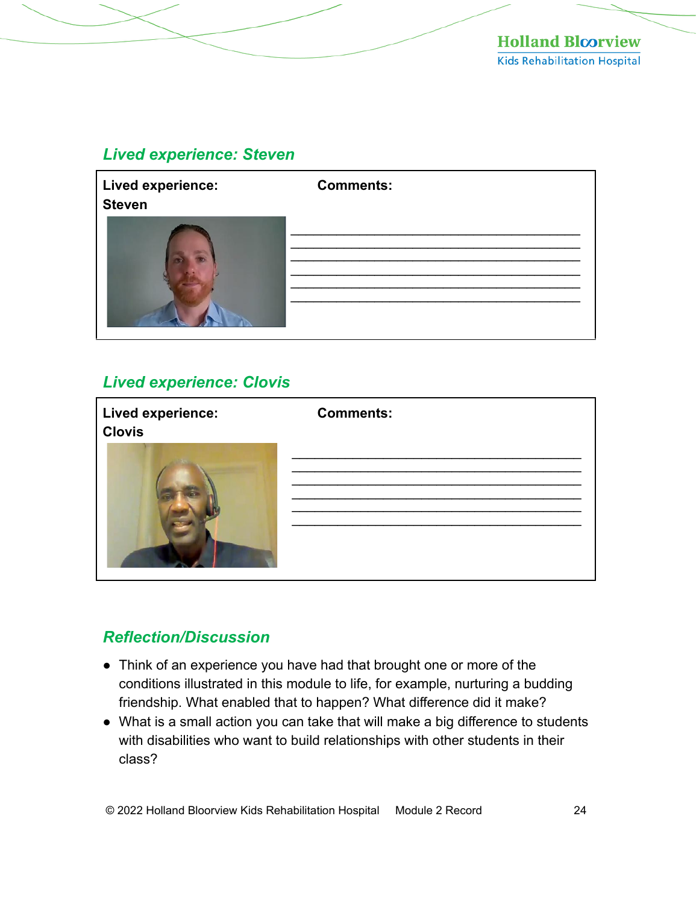## *Lived experience: Steven*

| Lived experience: Steven | Comments: |
| --- | --- |
| | ______________________________________________ |
| | ______________________________________________ |
| | ______________________________________________ |
| | ______________________________________________ |
| | ______________________________________________ |
| | ______________________________________________ |

## *Lived experience: Clovis*

| Lived experience: Clovis | Comments: |
| --- | --- |
| | ______________________________________________ |
| | ______________________________________________ |
| | ______________________________________________ |
| | ______________________________________________ |
| | ______________________________________________ |
| | ______________________________________________ |

## *Reflection/Discussion*

- Think of an experience you have had that brought one or more of the conditions illustrated in this module to life, for example, nurturing a budding friendship. What enabled that to happen? What difference did it make?
- What is a small action you can take that will make a big difference to students with disabilities who want to build relationships with other students in their class?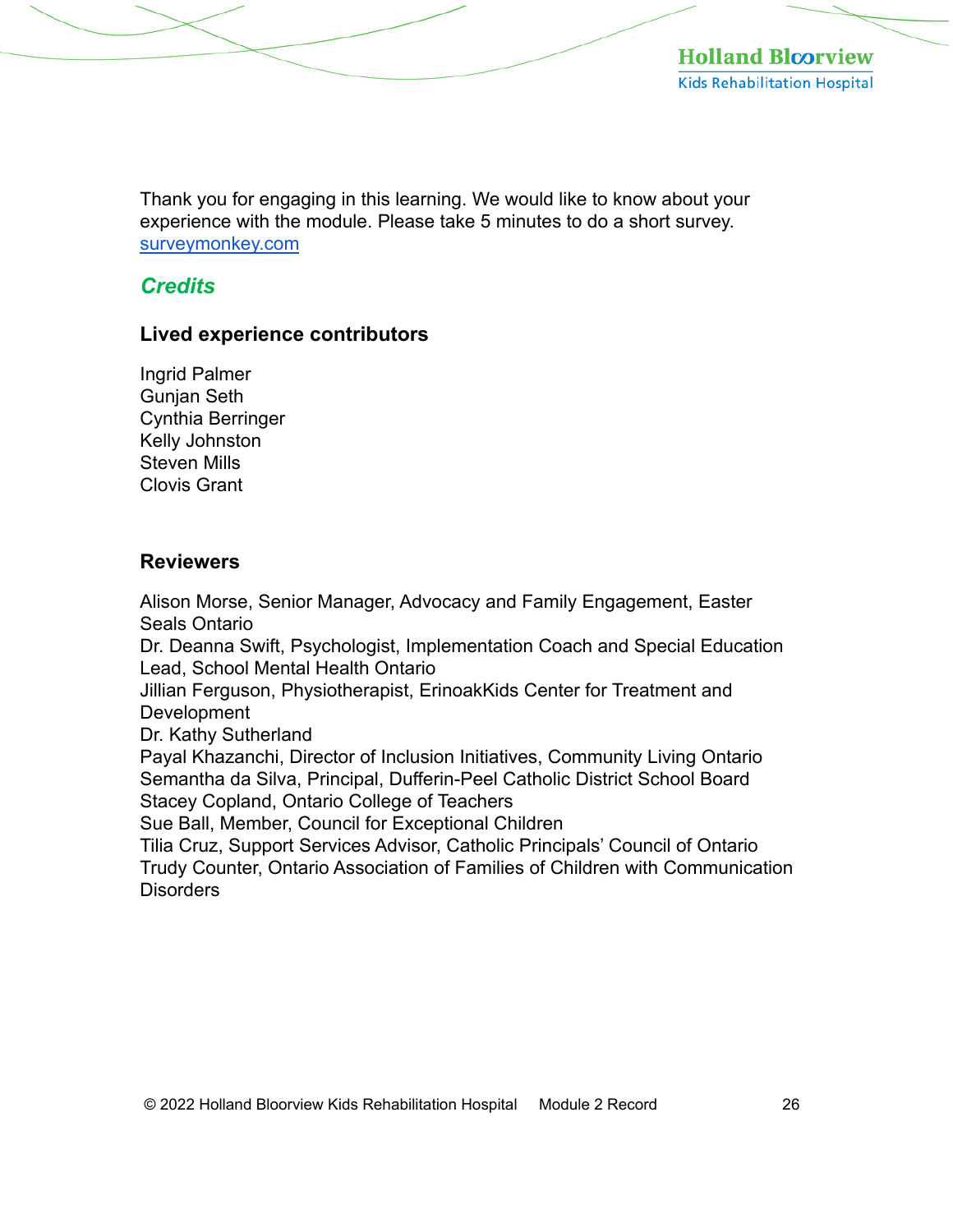Thank you for engaging in this learning. We would like to know about your experience with the module. Please take 5 minutes to do a short survey. [surveymonkey.com](surveymonkey.com)

## *Credits*

### Lived experience contributors

Ingrid Palmer
Gunjan Seth
Cynthia Berringer
Kelly Johnston
Steven Mills
Clovis Grant

### Reviewers

Alison Morse, Senior Manager, Advocacy and Family Engagement, Easter Seals Ontario
Dr. Deanna Swift, Psychologist, Implementation Coach and Special Education Lead, School Mental Health Ontario
Jillian Ferguson, Physiotherapist, ErinoakKids Center for Treatment and Development
Dr. Kathy Sutherland
Payal Khazanchi, Director of Inclusion Initiatives, Community Living Ontario
Semantha da Silva, Principal, Dufferin-Peel Catholic District School Board
Stacey Copland, Ontario College of Teachers
Sue Ball, Member, Council for Exceptional Children
Tilia Cruz, Support Services Advisor, Catholic Principals' Council of Ontario
Trudy Counter, Ontario Association of Families of Children with Communication Disorders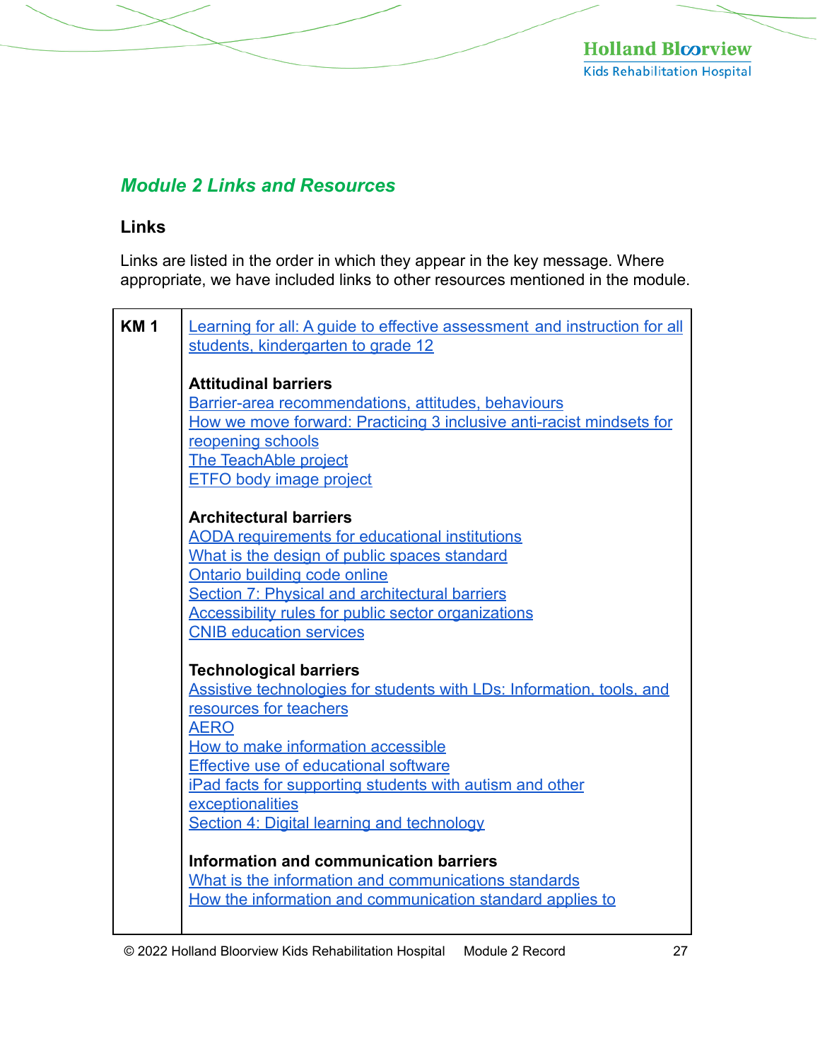## *Module 2 Links and Resources*

### Links

Links are listed in the order in which they appear in the key message. Where appropriate, we have included links to other resources mentioned in the module.

| KM 1 | Learning for all: A guide to effective assessment and instruction for all students, kindergarten to grade 12<br><br>**Attitudinal barriers**<br>Barrier-area recommendations, attitudes, behaviours<br>How we move forward: Practicing 3 inclusive anti-racist mindsets for reopening schools<br>The TeachAble project<br>ETFO body image project<br><br>**Architectural barriers**<br>AODA requirements for educational institutions<br>What is the design of public spaces standard<br>Ontario building code online<br>Section 7: Physical and architectural barriers<br>Accessibility rules for public sector organizations<br>CNIB education services<br><br>**Technological barriers**<br>Assistive technologies for students with LDs: Information, tools, and resources for teachers<br>AERO<br>How to make information accessible<br>Effective use of educational software<br>iPad facts for supporting students with autism and other exceptionalities<br>Section 4: Digital learning and technology<br><br>**Information and communication barriers**<br>What is the information and communications standards<br>How the information and communication standard applies to |
|---|---|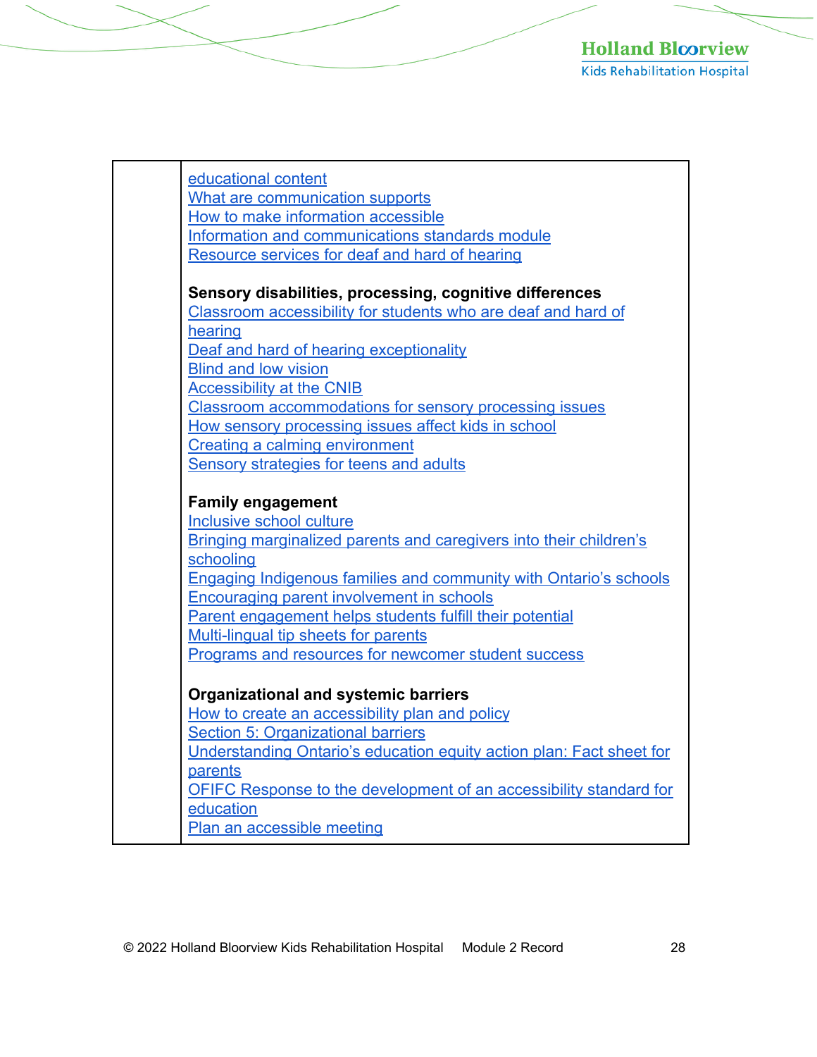| | |
|---|---|
| | educational content<br>What are communication supports<br>How to make information accessible<br>Information and communications standards module<br>Resource services for deaf and hard of hearing<br><br>**Sensory disabilities, processing, cognitive differences**<br>Classroom accessibility for students who are deaf and hard of hearing<br>Deaf and hard of hearing exceptionality<br>Blind and low vision<br>Accessibility at the CNIB<br>Classroom accommodations for sensory processing issues<br>How sensory processing issues affect kids in school<br>Creating a calming environment<br>Sensory strategies for teens and adults<br><br>**Family engagement**<br>Inclusive school culture<br>Bringing marginalized parents and caregivers into their children's schooling<br>Engaging Indigenous families and community with Ontario's schools<br>Encouraging parent involvement in schools<br>Parent engagement helps students fulfill their potential<br>Multi-lingual tip sheets for parents<br>Programs and resources for newcomer student success<br><br>**Organizational and systemic barriers**<br>How to create an accessibility plan and policy<br>Section 5: Organizational barriers<br>Understanding Ontario's education equity action plan: Fact sheet for parents<br>OFIFC Response to the development of an accessibility standard for education<br>Plan an accessible meeting |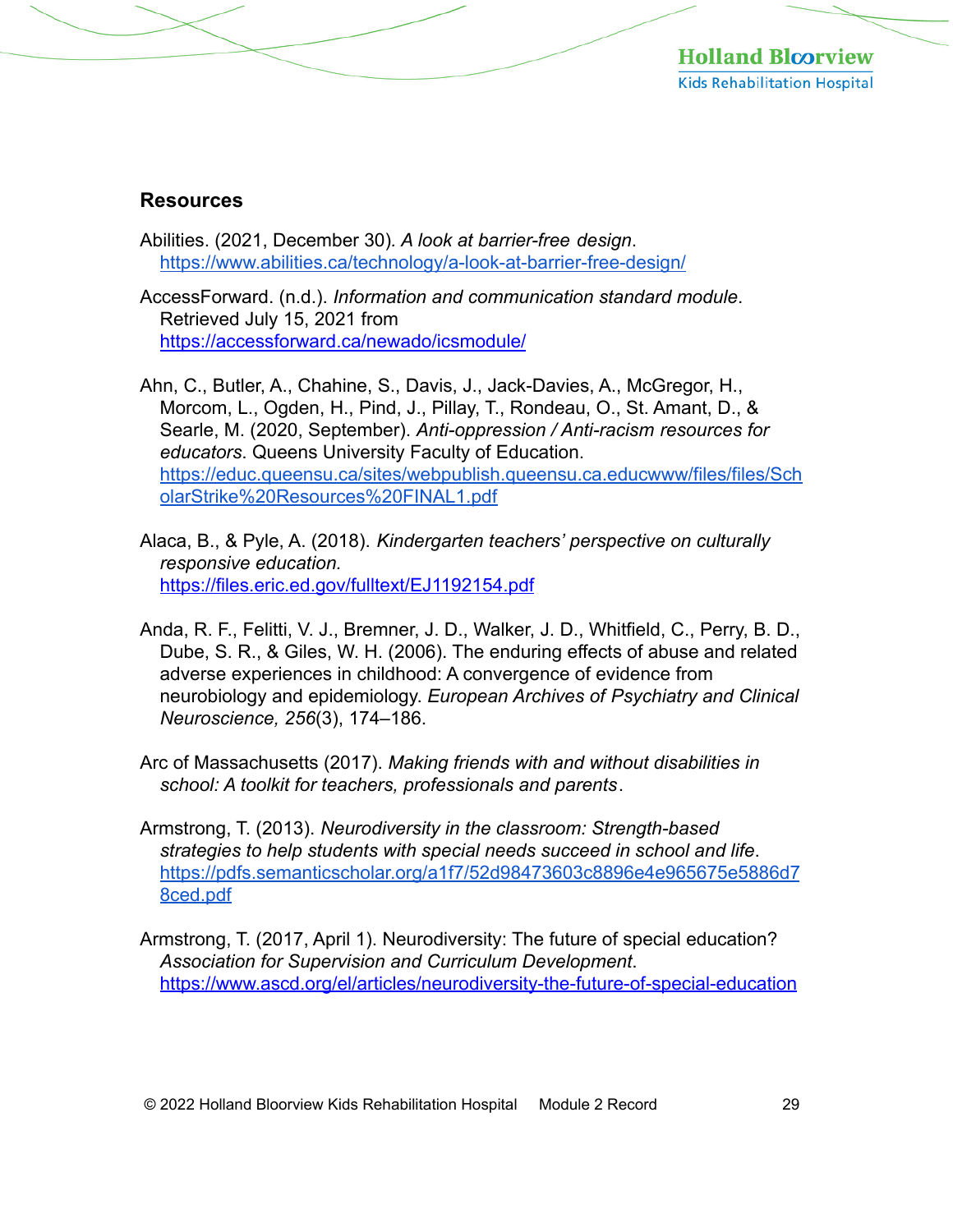## Resources

Abilities. (2021, December 30). *A look at barrier-free design*. https://www.abilities.ca/technology/a-look-at-barrier-free-design/

AccessForward. (n.d.). *Information and communication standard module*. Retrieved July 15, 2021 from https://accessforward.ca/newado/icsmodule/

Ahn, C., Butler, A., Chahine, S., Davis, J., Jack-Davies, A., McGregor, H., Morcom, L., Ogden, H., Pind, J., Pillay, T., Rondeau, O., St. Amant, D., & Searle, M. (2020, September). *Anti-oppression / Anti-racism resources for educators*. Queens University Faculty of Education. https://educ.queensu.ca/sites/webpublish.queensu.ca.educwww/files/files/ScholarStrike%20Resources%20FINAL1.pdf

Alaca, B., & Pyle, A. (2018). *Kindergarten teachers' perspective on culturally responsive education.* https://files.eric.ed.gov/fulltext/EJ1192154.pdf

Anda, R. F., Felitti, V. J., Bremner, J. D., Walker, J. D., Whitfield, C., Perry, B. D., Dube, S. R., & Giles, W. H. (2006). The enduring effects of abuse and related adverse experiences in childhood: A convergence of evidence from neurobiology and epidemiology. *European Archives of Psychiatry and Clinical Neuroscience, 256*(3), 174–186.

Arc of Massachusetts (2017). *Making friends with and without disabilities in school: A toolkit for teachers, professionals and parents*.

Armstrong, T. (2013). *Neurodiversity in the classroom: Strength-based strategies to help students with special needs succeed in school and life*. https://pdfs.semanticscholar.org/a1f7/52d98473603c8896e4e965675e5886d78ced.pdf

Armstrong, T. (2017, April 1). Neurodiversity: The future of special education? *Association for Supervision and Curriculum Development*. https://www.ascd.org/el/articles/neurodiversity-the-future-of-special-education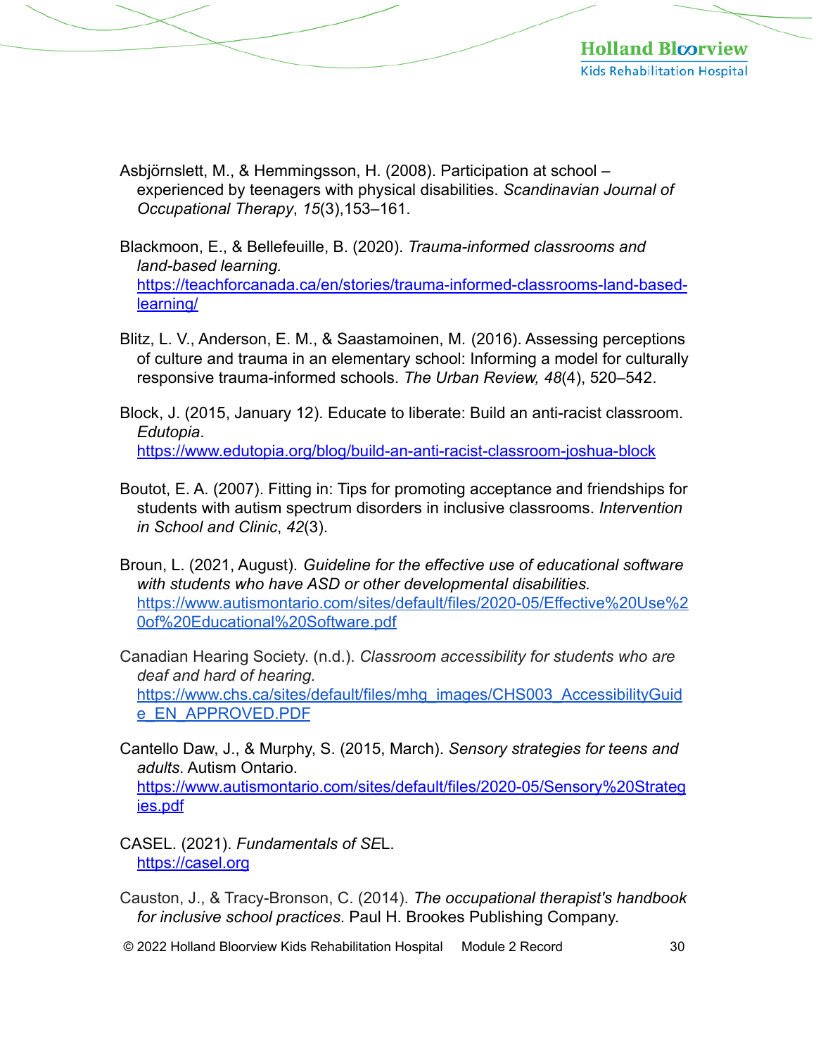Asbjörnslett, M., & Hemmingsson, H. (2008). Participation at school – experienced by teenagers with physical disabilities. *Scandinavian Journal of Occupational Therapy*, *15*(3),153–161.

Blackmoon, E., & Bellefeuille, B. (2020). *Trauma-informed classrooms and land-based learning.* https://teachforcanada.ca/en/stories/trauma-informed-classrooms-land-based-learning/

Blitz, L. V., Anderson, E. M., & Saastamoinen, M. (2016). Assessing perceptions of culture and trauma in an elementary school: Informing a model for culturally responsive trauma-informed schools. *The Urban Review, 48*(4), 520–542.

Block, J. (2015, January 12). Educate to liberate: Build an anti-racist classroom. *Edutopia*. https://www.edutopia.org/blog/build-an-anti-racist-classroom-joshua-block

Boutot, E. A. (2007). Fitting in: Tips for promoting acceptance and friendships for students with autism spectrum disorders in inclusive classrooms. *Intervention in School and Clinic*, *42*(3).

Broun, L. (2021, August). *Guideline for the effective use of educational software with students who have ASD or other developmental disabilities.* https://www.autismontario.com/sites/default/files/2020-05/Effective%20Use%20of%20Educational%20Software.pdf

Canadian Hearing Society. (n.d.). *Classroom accessibility for students who are deaf and hard of hearing.* https://www.chs.ca/sites/default/files/mhg_images/CHS003_AccessibilityGuide_EN_APPROVED.PDF

Cantello Daw, J., & Murphy, S. (2015, March). *Sensory strategies for teens and adults*. Autism Ontario. https://www.autismontario.com/sites/default/files/2020-05/Sensory%20Strategies.pdf

CASEL. (2021). *Fundamentals of SE*L. https://casel.org

Causton, J., & Tracy-Bronson, C. (2014). *The occupational therapist's handbook for inclusive school practices*. Paul H. Brookes Publishing Company.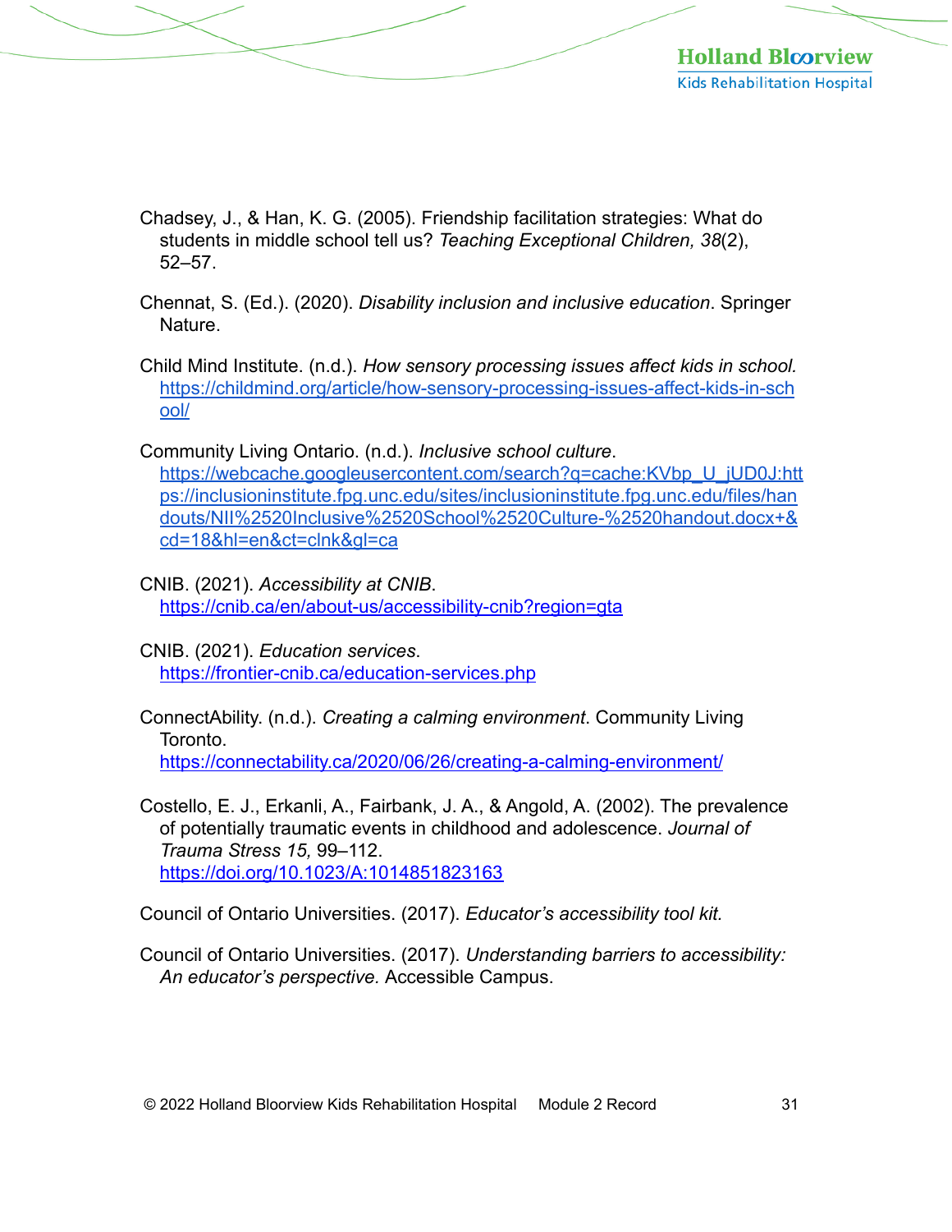Chadsey, J., & Han, K. G. (2005). Friendship facilitation strategies: What do students in middle school tell us? *Teaching Exceptional Children, 38*(2), 52–57.

Chennat, S. (Ed.). (2020). *Disability inclusion and inclusive education*. Springer Nature.

Child Mind Institute. (n.d.). *How sensory processing issues affect kids in school.* https://childmind.org/article/how-sensory-processing-issues-affect-kids-in-school/

Community Living Ontario. (n.d.). *Inclusive school culture*. https://webcache.googleusercontent.com/search?q=cache:KVbp_U_jUD0J:https://inclusioninstitute.fpg.unc.edu/sites/inclusioninstitute.fpg.unc.edu/files/handouts/NII%2520Inclusive%2520School%2520Culture-%2520handout.docx+&cd=18&hl=en&ct=clnk&gl=ca

CNIB. (2021). *Accessibility at CNIB*. https://cnib.ca/en/about-us/accessibility-cnib?region=gta

CNIB. (2021). *Education services*. https://frontier-cnib.ca/education-services.php

ConnectAbility. (n.d.). *Creating a calming environment*. Community Living Toronto. https://connectability.ca/2020/06/26/creating-a-calming-environment/

Costello, E. J., Erkanli, A., Fairbank, J. A., & Angold, A. (2002). The prevalence of potentially traumatic events in childhood and adolescence. *Journal of Trauma Stress 15,* 99–112. https://doi.org/10.1023/A:1014851823163

Council of Ontario Universities. (2017). *Educator's accessibility tool kit.*

Council of Ontario Universities. (2017). *Understanding barriers to accessibility: An educator's perspective.* Accessible Campus.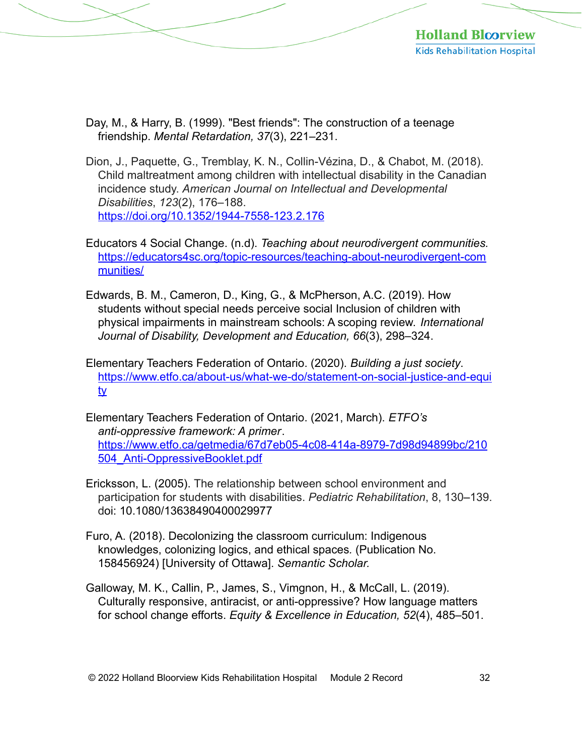Day, M., & Harry, B. (1999). "Best friends": The construction of a teenage friendship. *Mental Retardation, 37*(3), 221–231.

Dion, J., Paquette, G., Tremblay, K. N., Collin-Vézina, D., & Chabot, M. (2018). Child maltreatment among children with intellectual disability in the Canadian incidence study. *American Journal on Intellectual and Developmental Disabilities*, *123*(2), 176–188. https://doi.org/10.1352/1944-7558-123.2.176

Educators 4 Social Change. (n.d). *Teaching about neurodivergent communities.* https://educators4sc.org/topic-resources/teaching-about-neurodivergent-communities/

Edwards, B. M., Cameron, D., King, G., & McPherson, A.C. (2019). How students without special needs perceive social Inclusion of children with physical impairments in mainstream schools: A scoping review. *International Journal of Disability, Development and Education, 66*(3), 298–324.

Elementary Teachers Federation of Ontario. (2020). *Building a just society*. https://www.etfo.ca/about-us/what-we-do/statement-on-social-justice-and-equity

Elementary Teachers Federation of Ontario. (2021, March). *ETFO's anti-oppressive framework: A primer*. https://www.etfo.ca/getmedia/67d7eb05-4c08-414a-8979-7d98d94899bc/210504_Anti-OppressiveBooklet.pdf

Ericksson, L. (2005). The relationship between school environment and participation for students with disabilities. *Pediatric Rehabilitation*, 8, 130–139. doi: 10.1080/13638490400029977

Furo, A. (2018). Decolonizing the classroom curriculum: Indigenous knowledges, colonizing logics, and ethical spaces. (Publication No. 158456924) [University of Ottawa]. *Semantic Scholar.*

Galloway, M. K., Callin, P., James, S., Vimgnon, H., & McCall, L. (2019). Culturally responsive, antiracist, or anti-oppressive? How language matters for school change efforts. *Equity & Excellence in Education, 52*(4), 485–501.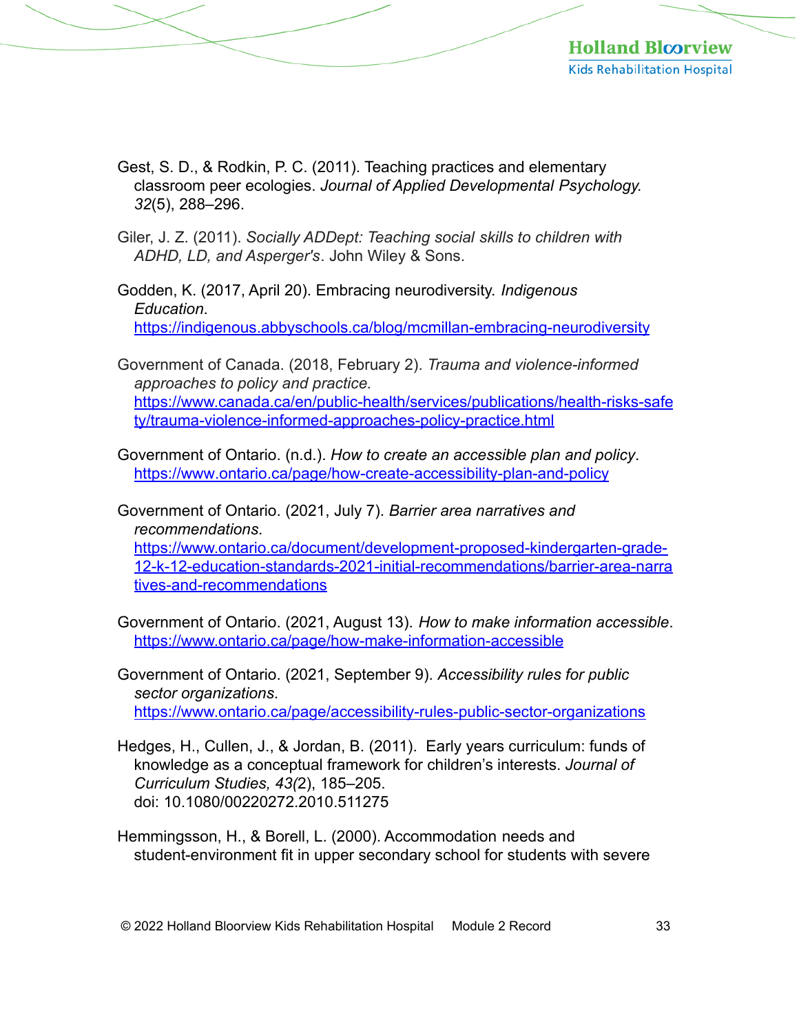Gest, S. D., & Rodkin, P. C. (2011). Teaching practices and elementary classroom peer ecologies. *Journal of Applied Developmental Psychology. 32*(5), 288–296.

Giler, J. Z. (2011). *Socially ADDept: Teaching social skills to children with ADHD, LD, and Asperger's*. John Wiley & Sons.

Godden, K. (2017, April 20). Embracing neurodiversity. *Indigenous Education*. https://indigenous.abbyschools.ca/blog/mcmillan-embracing-neurodiversity

Government of Canada. (2018, February 2). *Trauma and violence-informed approaches to policy and practice.* https://www.canada.ca/en/public-health/services/publications/health-risks-safety/trauma-violence-informed-approaches-policy-practice.html

Government of Ontario. (n.d.). *How to create an accessible plan and policy*. https://www.ontario.ca/page/how-create-accessibility-plan-and-policy

Government of Ontario. (2021, July 7). *Barrier area narratives and recommendations*. https://www.ontario.ca/document/development-proposed-kindergarten-grade-12-k-12-education-standards-2021-initial-recommendations/barrier-area-narratives-and-recommendations

Government of Ontario. (2021, August 13). *How to make information accessible*. https://www.ontario.ca/page/how-make-information-accessible

Government of Ontario. (2021, September 9). *Accessibility rules for public sector organizations*. https://www.ontario.ca/page/accessibility-rules-public-sector-organizations

Hedges, H., Cullen, J., & Jordan, B. (2011). Early years curriculum: funds of knowledge as a conceptual framework for children's interests. *Journal of Curriculum Studies, 43(*2), 185–205. doi: 10.1080/00220272.2010.511275

Hemmingsson, H., & Borell, L. (2000). Accommodation needs and student-environment fit in upper secondary school for students with severe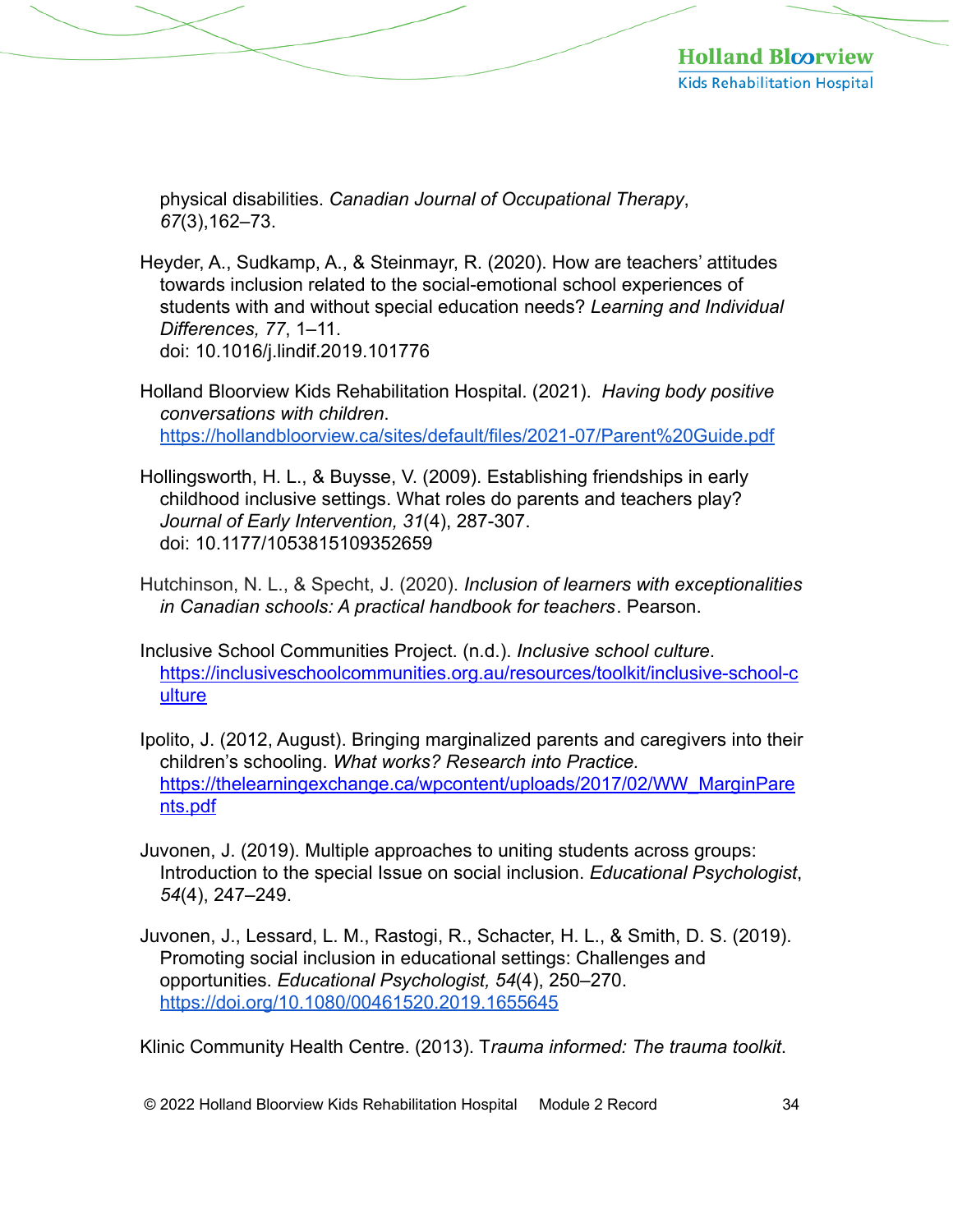physical disabilities. *Canadian Journal of Occupational Therapy*, *67*(3),162–73.

Heyder, A., Sudkamp, A., & Steinmayr, R. (2020). How are teachers' attitudes towards inclusion related to the social-emotional school experiences of students with and without special education needs? *Learning and Individual Differences, 77*, 1–11. doi: 10.1016/j.lindif.2019.101776

Holland Bloorview Kids Rehabilitation Hospital. (2021). *Having body positive conversations with children*. https://hollandbloorview.ca/sites/default/files/2021-07/Parent%20Guide.pdf

Hollingsworth, H. L., & Buysse, V. (2009). Establishing friendships in early childhood inclusive settings. What roles do parents and teachers play? *Journal of Early Intervention, 31*(4), 287-307. doi: 10.1177/1053815109352659

Hutchinson, N. L., & Specht, J. (2020). *Inclusion of learners with exceptionalities in Canadian schools: A practical handbook for teachers*. Pearson.

Inclusive School Communities Project. (n.d.). *Inclusive school culture*. https://inclusiveschoolcommunities.org.au/resources/toolkit/inclusive-school-culture

Ipolito, J. (2012, August). Bringing marginalized parents and caregivers into their children's schooling. *What works? Research into Practice.* https://thelearningexchange.ca/wpcontent/uploads/2017/02/WW_MarginParents.pdf

Juvonen, J. (2019). Multiple approaches to uniting students across groups: Introduction to the special Issue on social inclusion. *Educational Psychologist*, *54*(4), 247–249.

Juvonen, J., Lessard, L. M., Rastogi, R., Schacter, H. L., & Smith, D. S. (2019). Promoting social inclusion in educational settings: Challenges and opportunities. *Educational Psychologist, 54*(4), 250–270. https://doi.org/10.1080/00461520.2019.1655645

Klinic Community Health Centre. (2013). T*rauma informed: The trauma toolkit*.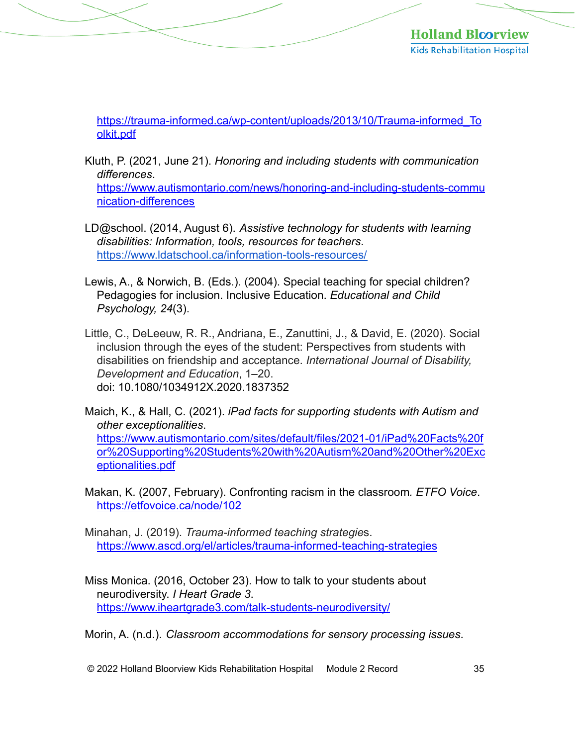https://trauma-informed.ca/wp-content/uploads/2013/10/Trauma-informed_Toolkit.pdf

Kluth, P. (2021, June 21). *Honoring and including students with communication differences*. https://www.autismontario.com/news/honoring-and-including-students-communication-differences

LD@school. (2014, August 6). *Assistive technology for students with learning disabilities: Information, tools, resources for teachers*. https://www.ldatschool.ca/information-tools-resources/

Lewis, A., & Norwich, B. (Eds.). (2004). Special teaching for special children? Pedagogies for inclusion. Inclusive Education. *Educational and Child Psychology, 24*(3).

Little, C., DeLeeuw, R. R., Andriana, E., Zanuttini, J., & David, E. (2020). Social inclusion through the eyes of the student: Perspectives from students with disabilities on friendship and acceptance. *International Journal of Disability, Development and Education*, 1–20. doi: 10.1080/1034912X.2020.1837352

Maich, K., & Hall, C. (2021). *iPad facts for supporting students with Autism and other exceptionalities*. https://www.autismontario.com/sites/default/files/2021-01/iPad%20Facts%20for%20Supporting%20Students%20with%20Autism%20and%20Other%20Exceptionalities.pdf

Makan, K. (2007, February). Confronting racism in the classroom. *ETFO Voice*. https://etfovoice.ca/node/102

Minahan, J. (2019). *Trauma-informed teaching strategie*s. https://www.ascd.org/el/articles/trauma-informed-teaching-strategies

Miss Monica. (2016, October 23). How to talk to your students about neurodiversity. *I Heart Grade 3*. https://www.iheartgrade3.com/talk-students-neurodiversity/

Morin, A. (n.d.). *Classroom accommodations for sensory processing issues*.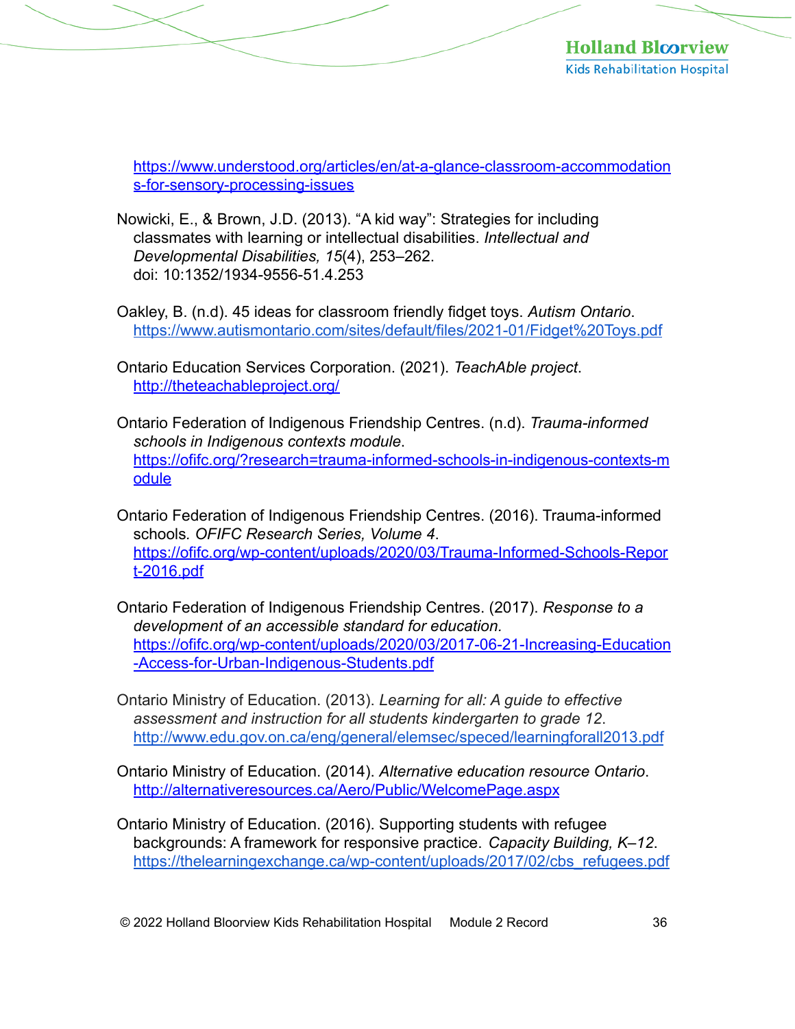https://www.understood.org/articles/en/at-a-glance-classroom-accommodations-for-sensory-processing-issues

Nowicki, E., & Brown, J.D. (2013). “A kid way”: Strategies for including classmates with learning or intellectual disabilities. *Intellectual and Developmental Disabilities, 15*(4), 253–262. doi: 10:1352/1934-9556-51.4.253

Oakley, B. (n.d). 45 ideas for classroom friendly fidget toys. *Autism Ontario*. https://www.autismontario.com/sites/default/files/2021-01/Fidget%20Toys.pdf

Ontario Education Services Corporation. (2021). *TeachAble project*. http://theteachableproject.org/

Ontario Federation of Indigenous Friendship Centres. (n.d). *Trauma-informed schools in Indigenous contexts module*. https://ofifc.org/?research=trauma-informed-schools-in-indigenous-contexts-module

Ontario Federation of Indigenous Friendship Centres. (2016). Trauma-informed schools. *OFIFC Research Series, Volume 4*. https://ofifc.org/wp-content/uploads/2020/03/Trauma-Informed-Schools-Report-2016.pdf

Ontario Federation of Indigenous Friendship Centres. (2017). *Response to a development of an accessible standard for education.* https://ofifc.org/wp-content/uploads/2020/03/2017-06-21-Increasing-Education-Access-for-Urban-Indigenous-Students.pdf

Ontario Ministry of Education. (2013). *Learning for all: A guide to effective assessment and instruction for all students kindergarten to grade 12*. http://www.edu.gov.on.ca/eng/general/elemsec/speced/learningforall2013.pdf

Ontario Ministry of Education. (2014). *Alternative education resource Ontario*. http://alternativeresources.ca/Aero/Public/WelcomePage.aspx

Ontario Ministry of Education. (2016). Supporting students with refugee backgrounds: A framework for responsive practice. *Capacity Building, K–12.* https://thelearningexchange.ca/wp-content/uploads/2017/02/cbs_refugees.pdf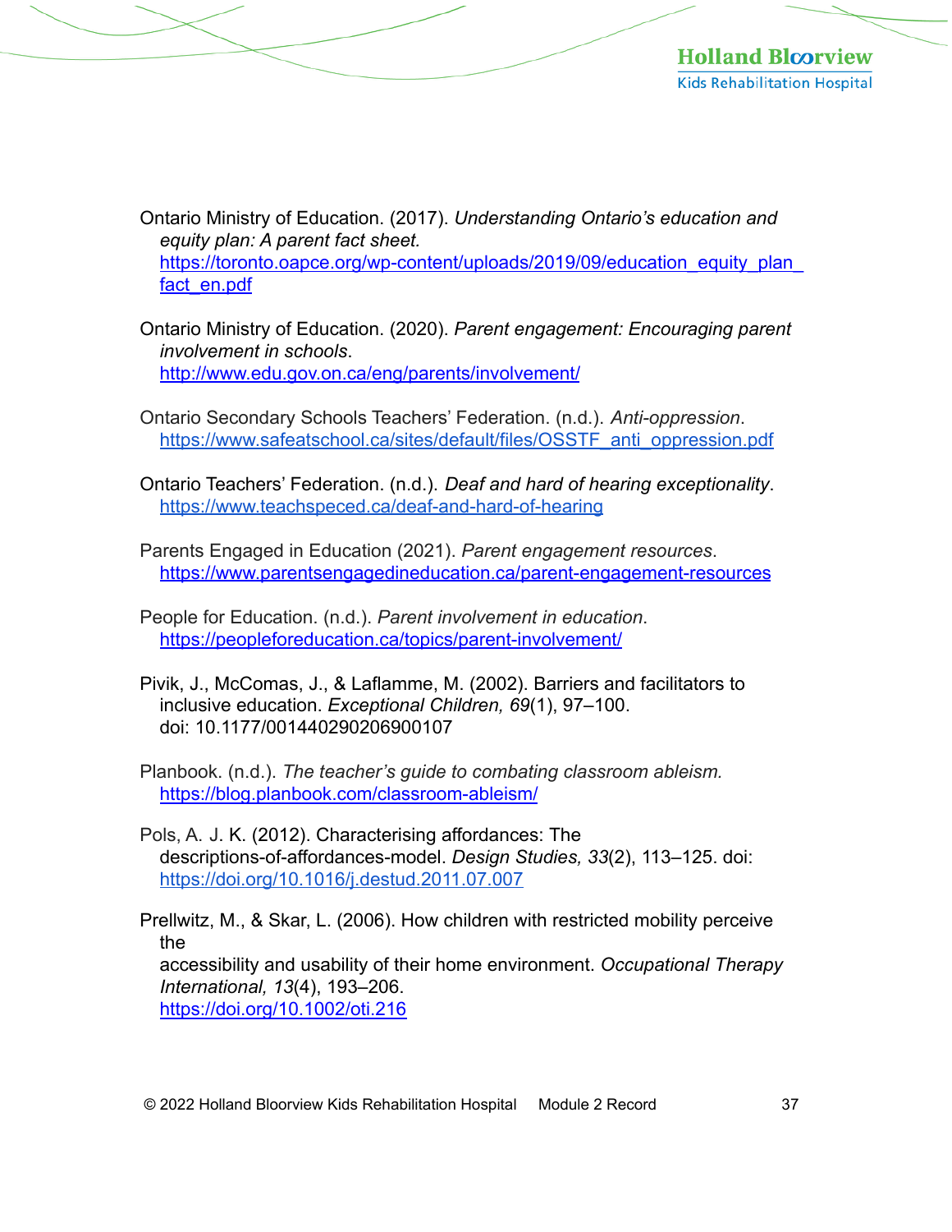Ontario Ministry of Education. (2017). *Understanding Ontario's education and equity plan: A parent fact sheet.* https://toronto.oapce.org/wp-content/uploads/2019/09/education_equity_plan_fact_en.pdf

Ontario Ministry of Education. (2020). *Parent engagement: Encouraging parent involvement in schools*. http://www.edu.gov.on.ca/eng/parents/involvement/

Ontario Secondary Schools Teachers' Federation. (n.d.). *Anti-oppression*. https://www.safeatschool.ca/sites/default/files/OSSTF_anti_oppression.pdf

Ontario Teachers' Federation. (n.d.). *Deaf and hard of hearing exceptionality*. https://www.teachspeced.ca/deaf-and-hard-of-hearing

Parents Engaged in Education (2021). *Parent engagement resources*. https://www.parentsengagedineducation.ca/parent-engagement-resources

People for Education. (n.d.). *Parent involvement in education*. https://peopleforeducation.ca/topics/parent-involvement/

Pivik, J., McComas, J., & Laflamme, M. (2002). Barriers and facilitators to inclusive education. *Exceptional Children, 69*(1), 97–100. doi: 10.1177/001440290206900107

Planbook. (n.d.). *The teacher's guide to combating classroom ableism.* https://blog.planbook.com/classroom-ableism/

Pols, A. J. K. (2012). Characterising affordances: The descriptions-of-affordances-model. *Design Studies, 33*(2), 113–125. doi: https://doi.org/10.1016/j.destud.2011.07.007

Prellwitz, M., & Skar, L. (2006). How children with restricted mobility perceive the accessibility and usability of their home environment. *Occupational Therapy International, 13*(4), 193–206. https://doi.org/10.1002/oti.216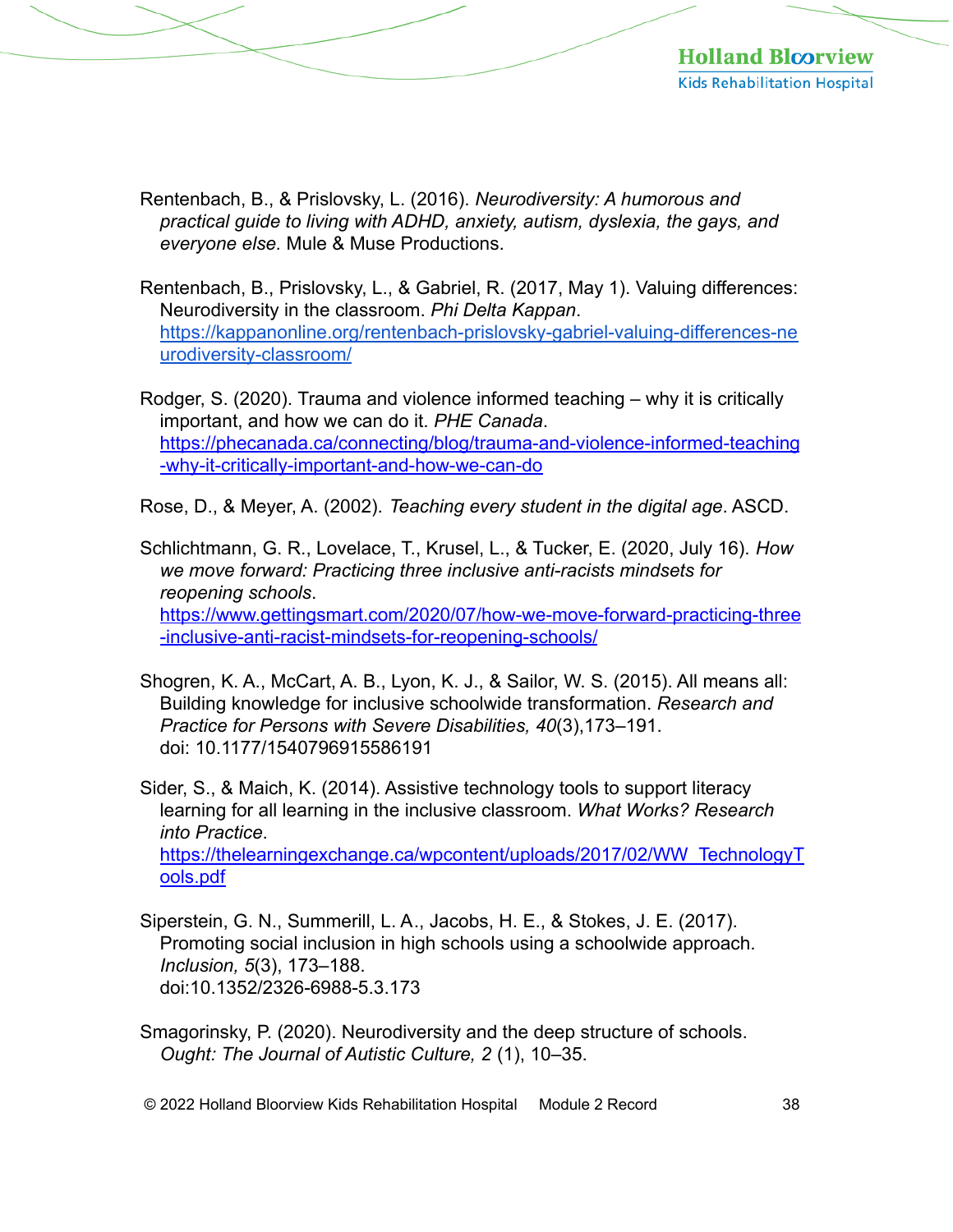Rentenbach, B., & Prislovsky, L. (2016). *Neurodiversity: A humorous and practical guide to living with ADHD, anxiety, autism, dyslexia, the gays, and everyone else.* Mule & Muse Productions.

Rentenbach, B., Prislovsky, L., & Gabriel, R. (2017, May 1). Valuing differences: Neurodiversity in the classroom. *Phi Delta Kappan*. https://kappanonline.org/rentenbach-prislovsky-gabriel-valuing-differences-neurodiversity-classroom/

Rodger, S. (2020). Trauma and violence informed teaching – why it is critically important, and how we can do it. *PHE Canada*. https://phecanada.ca/connecting/blog/trauma-and-violence-informed-teaching-why-it-critically-important-and-how-we-can-do

Rose, D., & Meyer, A. (2002). *Teaching every student in the digital age*. ASCD.

Schlichtmann, G. R., Lovelace, T., Krusel, L., & Tucker, E. (2020, July 16). *How we move forward: Practicing three inclusive anti-racists mindsets for reopening schools*. https://www.gettingsmart.com/2020/07/how-we-move-forward-practicing-three-inclusive-anti-racist-mindsets-for-reopening-schools/

Shogren, K. A., McCart, A. B., Lyon, K. J., & Sailor, W. S. (2015). All means all: Building knowledge for inclusive schoolwide transformation. *Research and Practice for Persons with Severe Disabilities, 40*(3),173–191. doi: 10.1177/1540796915586191

Sider, S., & Maich, K. (2014). Assistive technology tools to support literacy learning for all learning in the inclusive classroom. *What Works? Research into Practice*. https://thelearningexchange.ca/wpcontent/uploads/2017/02/WW_TechnologyTools.pdf

Siperstein, G. N., Summerill, L. A., Jacobs, H. E., & Stokes, J. E. (2017). Promoting social inclusion in high schools using a schoolwide approach. *Inclusion, 5*(3), 173–188. doi:10.1352/2326-6988-5.3.173

Smagorinsky, P. (2020). Neurodiversity and the deep structure of schools. *Ought: The Journal of Autistic Culture, 2* (1), 10–35.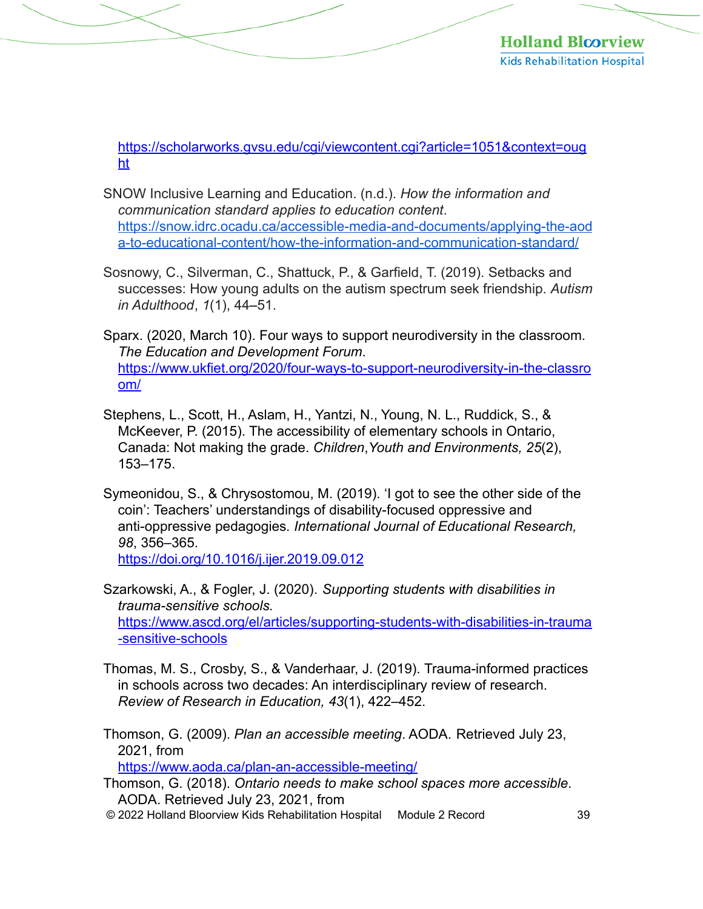https://scholarworks.gvsu.edu/cgi/viewcontent.cgi?article=1051&context=ought

SNOW Inclusive Learning and Education. (n.d.). *How the information and communication standard applies to education content*. https://snow.idrc.ocadu.ca/accessible-media-and-documents/applying-the-aoda-to-educational-content/how-the-information-and-communication-standard/

Sosnowy, C., Silverman, C., Shattuck, P., & Garfield, T. (2019). Setbacks and successes: How young adults on the autism spectrum seek friendship. *Autism in Adulthood*, *1*(1), 44–51.

Sparx. (2020, March 10). Four ways to support neurodiversity in the classroom. *The Education and Development Forum*. https://www.ukfiet.org/2020/four-ways-to-support-neurodiversity-in-the-classroom/

Stephens, L., Scott, H., Aslam, H., Yantzi, N., Young, N. L., Ruddick, S., & McKeever, P. (2015). The accessibility of elementary schools in Ontario, Canada: Not making the grade. *Children,Youth and Environments, 25*(2), 153–175.

Symeonidou, S., & Chrysostomou, M. (2019). 'I got to see the other side of the coin': Teachers' understandings of disability-focused oppressive and anti-oppressive pedagogies. *International Journal of Educational Research, 98*, 356–365. https://doi.org/10.1016/j.ijer.2019.09.012

Szarkowski, A., & Fogler, J. (2020). *Supporting students with disabilities in trauma-sensitive schools.* https://www.ascd.org/el/articles/supporting-students-with-disabilities-in-trauma-sensitive-schools

Thomas, M. S., Crosby, S., & Vanderhaar, J. (2019). Trauma-informed practices in schools across two decades: An interdisciplinary review of research. *Review of Research in Education, 43*(1), 422–452.

Thomson, G. (2009). *Plan an accessible meeting*. AODA. Retrieved July 23, 2021, from https://www.aoda.ca/plan-an-accessible-meeting/

Thomson, G. (2018). *Ontario needs to make school spaces more accessible*. AODA. Retrieved July 23, 2021, from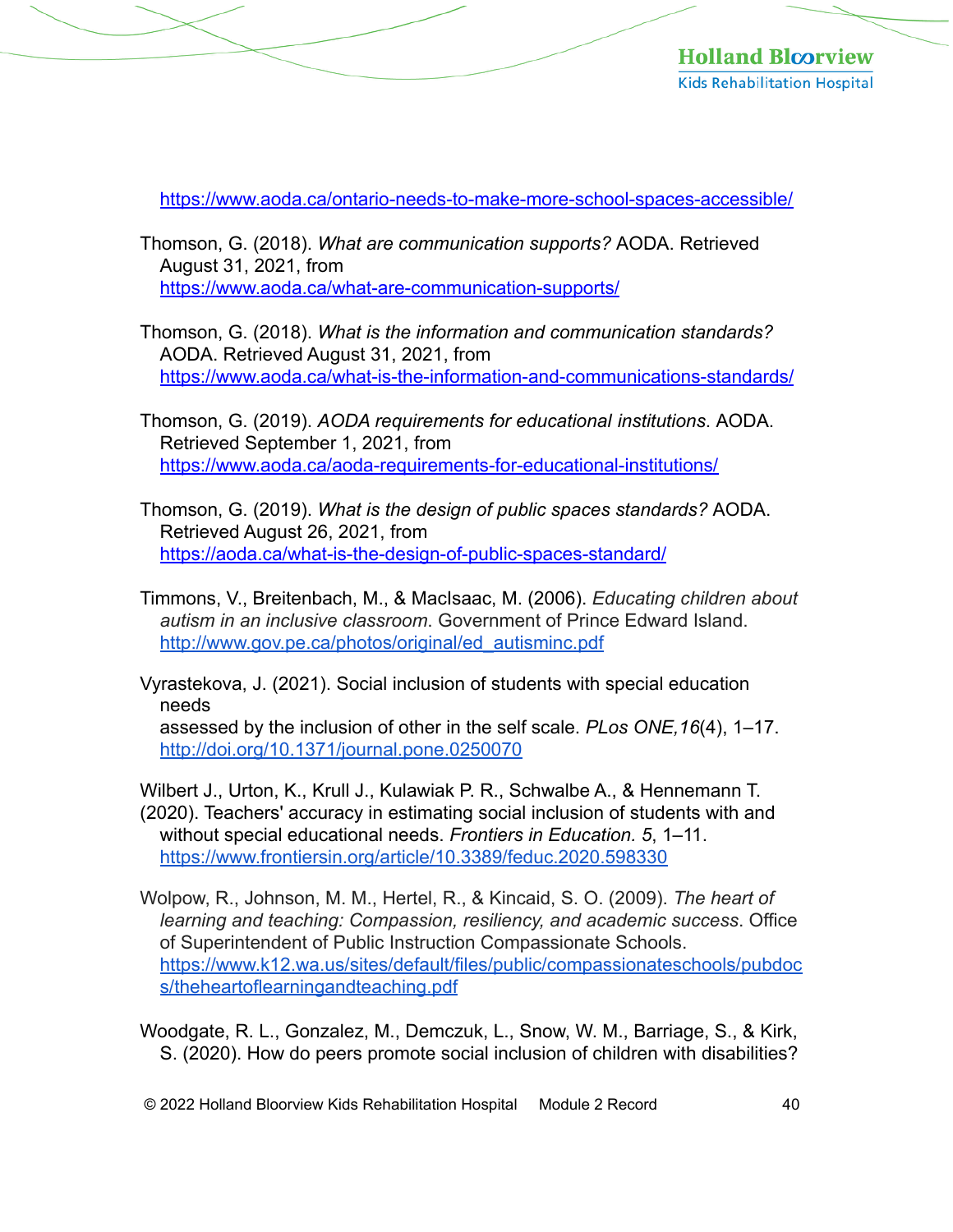https://www.aoda.ca/ontario-needs-to-make-more-school-spaces-accessible/

Thomson, G. (2018). *What are communication supports?* AODA. Retrieved August 31, 2021, from https://www.aoda.ca/what-are-communication-supports/

Thomson, G. (2018). *What is the information and communication standards?* AODA. Retrieved August 31, 2021, from https://www.aoda.ca/what-is-the-information-and-communications-standards/

Thomson, G. (2019). *AODA requirements for educational institutions*. AODA. Retrieved September 1, 2021, from https://www.aoda.ca/aoda-requirements-for-educational-institutions/

Thomson, G. (2019). *What is the design of public spaces standards?* AODA. Retrieved August 26, 2021, from https://aoda.ca/what-is-the-design-of-public-spaces-standard/

Timmons, V., Breitenbach, M., & MacIsaac, M. (2006). *Educating children about autism in an inclusive classroom*. Government of Prince Edward Island. http://www.gov.pe.ca/photos/original/ed_autisminc.pdf

Vyrastekova, J. (2021). Social inclusion of students with special education needs
assessed by the inclusion of other in the self scale. *PLos ONE,16*(4), 1–17. http://doi.org/10.1371/journal.pone.0250070

Wilbert J., Urton, K., Krull J., Kulawiak P. R., Schwalbe A., & Hennemann T. (2020). Teachers' accuracy in estimating social inclusion of students with and without special educational needs. *Frontiers in Education. 5*, 1–11. https://www.frontiersin.org/article/10.3389/feduc.2020.598330

Wolpow, R., Johnson, M. M., Hertel, R., & Kincaid, S. O. (2009). *The heart of learning and teaching: Compassion, resiliency, and academic success*. Office of Superintendent of Public Instruction Compassionate Schools. https://www.k12.wa.us/sites/default/files/public/compassionateschools/pubdocs/theheartoflearningandteaching.pdf

Woodgate, R. L., Gonzalez, M., Demczuk, L., Snow, W. M., Barriage, S., & Kirk, S. (2020). How do peers promote social inclusion of children with disabilities?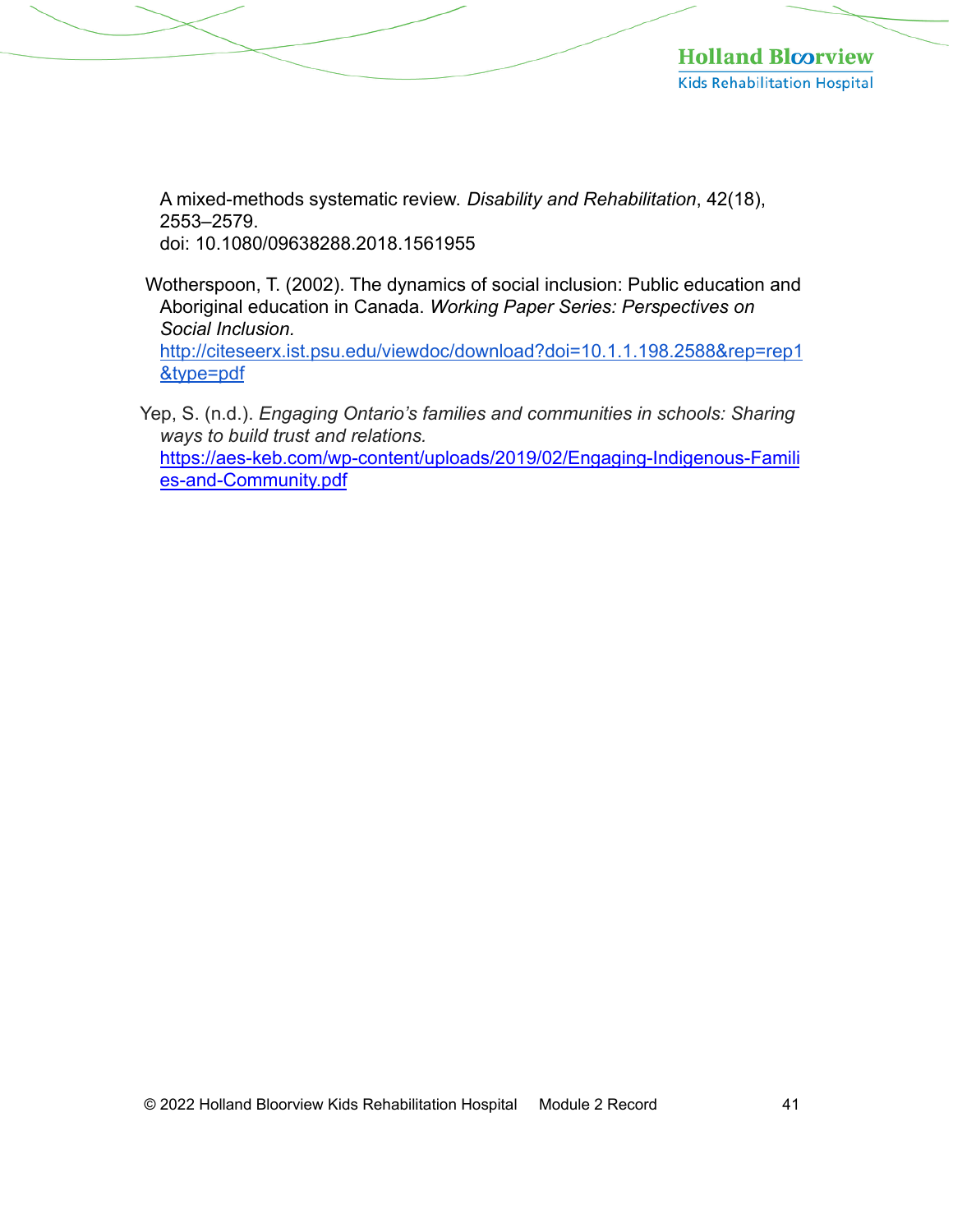A mixed-methods systematic review. *Disability and Rehabilitation*, 42(18), 2553–2579.
doi: 10.1080/09638288.2018.1561955

Wotherspoon, T. (2002). The dynamics of social inclusion: Public education and Aboriginal education in Canada. *Working Paper Series: Perspectives on Social Inclusion.* http://citeseerx.ist.psu.edu/viewdoc/download?doi=10.1.1.198.2588&rep=rep1&type=pdf

Yep, S. (n.d.). *Engaging Ontario's families and communities in schools: Sharing ways to build trust and relations.* https://aes-keb.com/wp-content/uploads/2019/02/Engaging-Indigenous-Families-and-Community.pdf